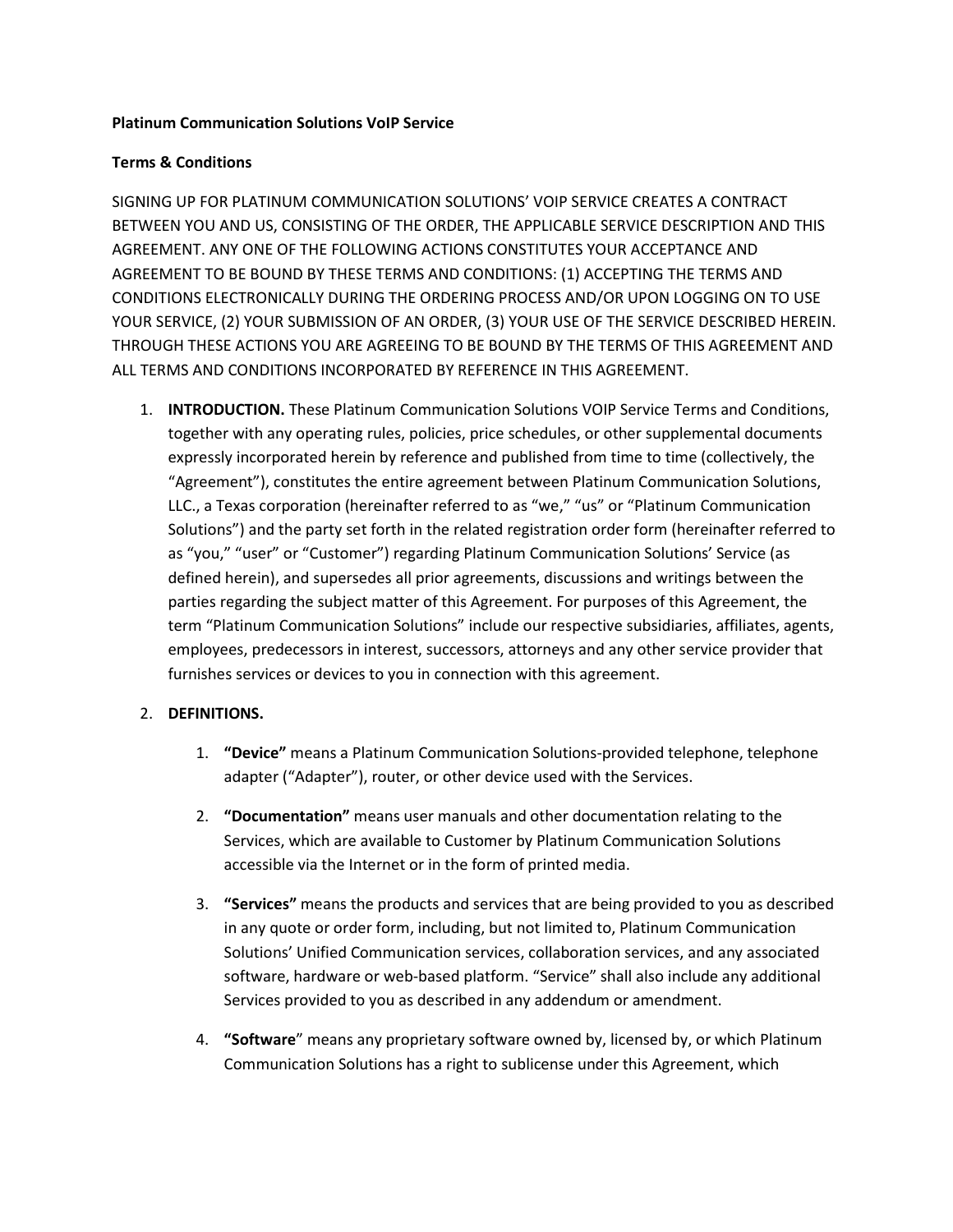**Platinum Communication Solutions VoIP Service**

**Terms & Conditions**

SIGNING UP FOR PLATINUM COMMUNICATION SOLUTIONS' VOIP SERVICE CREATES A CONTRACT BETWEEN YOU AND US, CONSISTING OF THE ORDER, THE APPLICABLE SERVICE DESCRIPTION AND THIS AGREEMENT. ANY ONE OF THE FOLLOWING ACTIONS CONSTITUTES YOUR ACCEPTANCE AND AGREEMENT TO BE BOUND BY THESE TERMS AND CONDITIONS: (1) ACCEPTING THE TERMS AND CONDITIONS ELECTRONICALLY DURING THE ORDERING PROCESS AND/OR UPON LOGGING ON TO USE YOUR SERVICE, (2) YOUR SUBMISSION OF AN ORDER, (3) YOUR USE OF THE SERVICE DESCRIBED HEREIN. THROUGH THESE ACTIONS YOU ARE AGREEING TO BE BOUND BY THE TERMS OF THIS AGREEMENT AND ALL TERMS AND CONDITIONS INCORPORATED BY REFERENCE IN THIS AGREEMENT.

1. **INTRODUCTION.** These Platinum Communication Solutions VOIP Service Terms and Conditions, together with any operating rules, policies, price schedules, or other supplemental documents expressly incorporated herein by reference and published from time to time (collectively, the "Agreement"), constitutes the entire agreement between Platinum Communication Solutions, LLC., a Texas corporation (hereinafter referred to as "we," "us" or "Platinum Communication Solutions") and the party set forth in the related registration order form (hereinafter referred to as "you," "user" or "Customer") regarding Platinum Communication Solutions' Service (as defined herein), and supersedes all prior agreements, discussions and writings between the parties regarding the subject matter of this Agreement. For purposes of this Agreement, the term "Platinum Communication Solutions" include our respective subsidiaries, affiliates, agents, employees, predecessors in interest, successors, attorneys and any other service provider that furnishes services or devices to you in connection with this agreement.

2. **DEFINITIONS.**

    1. **"Device"** means a Platinum Communication Solutions-provided telephone, telephone adapter ("Adapter"), router, or other device used with the Services.

    2. **"Documentation"** means user manuals and other documentation relating to the Services, which are available to Customer by Platinum Communication Solutions accessible via the Internet or in the form of printed media.

    3. **"Services"** means the products and services that are being provided to you as described in any quote or order form, including, but not limited to, Platinum Communication Solutions' Unified Communication services, collaboration services, and any associated software, hardware or web-based platform. "Service" shall also include any additional Services provided to you as described in any addendum or amendment.

    4. **"Software"** means any proprietary software owned by, licensed by, or which Platinum Communication Solutions has a right to sublicense under this Agreement, which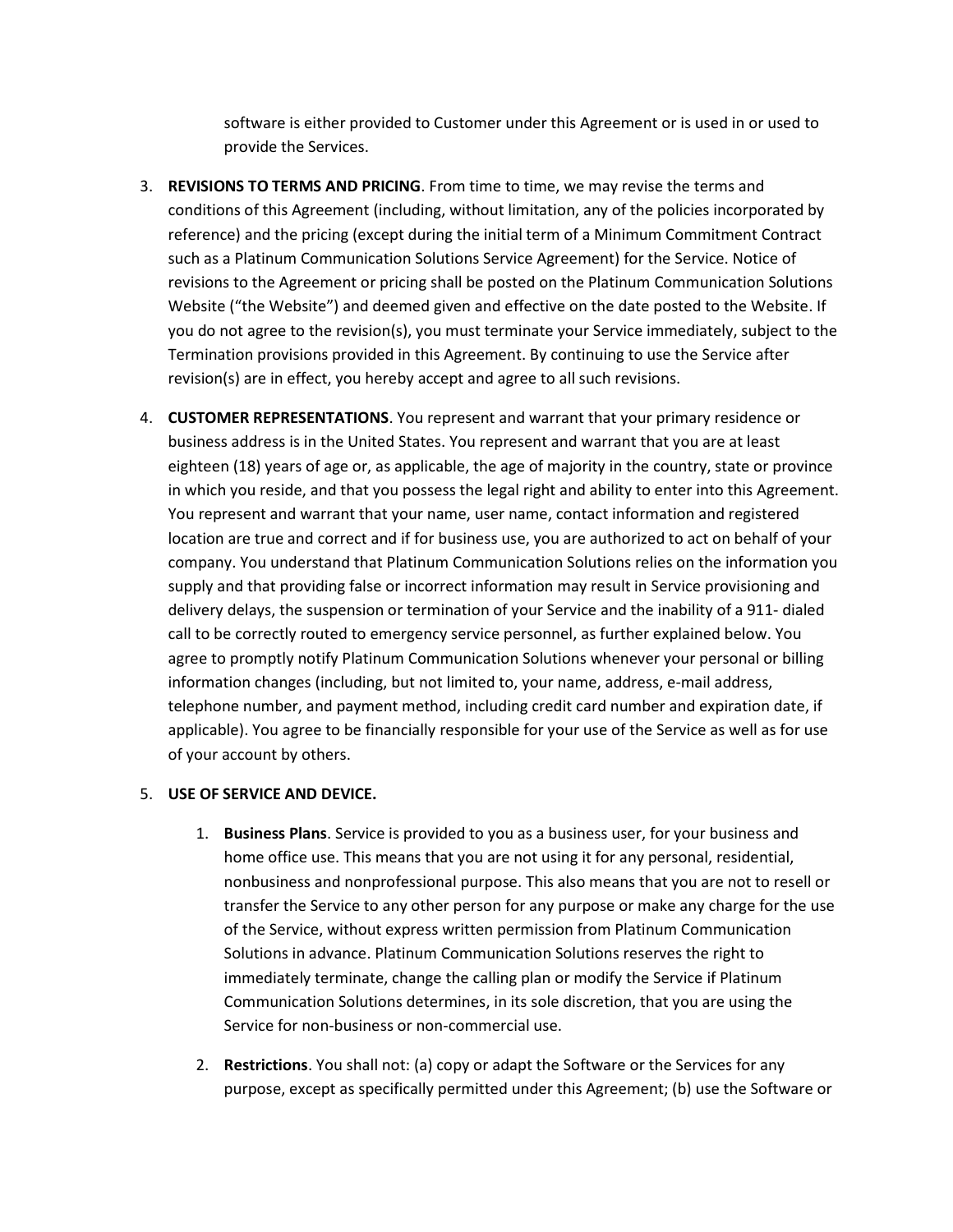software is either provided to Customer under this Agreement or is used in or used to provide the Services.

3. **REVISIONS TO TERMS AND PRICING**. From time to time, we may revise the terms and conditions of this Agreement (including, without limitation, any of the policies incorporated by reference) and the pricing (except during the initial term of a Minimum Commitment Contract such as a Platinum Communication Solutions Service Agreement) for the Service. Notice of revisions to the Agreement or pricing shall be posted on the Platinum Communication Solutions Website ("the Website") and deemed given and effective on the date posted to the Website. If you do not agree to the revision(s), you must terminate your Service immediately, subject to the Termination provisions provided in this Agreement. By continuing to use the Service after revision(s) are in effect, you hereby accept and agree to all such revisions.

4. **CUSTOMER REPRESENTATIONS**. You represent and warrant that your primary residence or business address is in the United States. You represent and warrant that you are at least eighteen (18) years of age or, as applicable, the age of majority in the country, state or province in which you reside, and that you possess the legal right and ability to enter into this Agreement. You represent and warrant that your name, user name, contact information and registered location are true and correct and if for business use, you are authorized to act on behalf of your company. You understand that Platinum Communication Solutions relies on the information you supply and that providing false or incorrect information may result in Service provisioning and delivery delays, the suspension or termination of your Service and the inability of a 911- dialed call to be correctly routed to emergency service personnel, as further explained below. You agree to promptly notify Platinum Communication Solutions whenever your personal or billing information changes (including, but not limited to, your name, address, e-mail address, telephone number, and payment method, including credit card number and expiration date, if applicable). You agree to be financially responsible for your use of the Service as well as for use of your account by others.

5. **USE OF SERVICE AND DEVICE.**

    1. **Business Plans**. Service is provided to you as a business user, for your business and home office use. This means that you are not using it for any personal, residential, nonbusiness and nonprofessional purpose. This also means that you are not to resell or transfer the Service to any other person for any purpose or make any charge for the use of the Service, without express written permission from Platinum Communication Solutions in advance. Platinum Communication Solutions reserves the right to immediately terminate, change the calling plan or modify the Service if Platinum Communication Solutions determines, in its sole discretion, that you are using the Service for non-business or non-commercial use.

    2. **Restrictions**. You shall not: (a) copy or adapt the Software or the Services for any purpose, except as specifically permitted under this Agreement; (b) use the Software or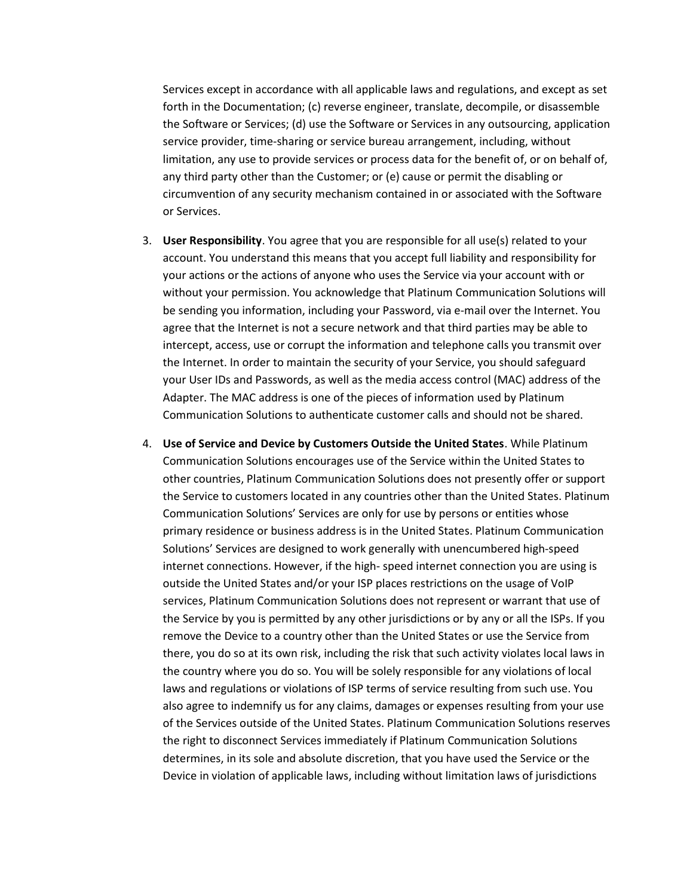Services except in accordance with all applicable laws and regulations, and except as set forth in the Documentation; (c) reverse engineer, translate, decompile, or disassemble the Software or Services; (d) use the Software or Services in any outsourcing, application service provider, time-sharing or service bureau arrangement, including, without limitation, any use to provide services or process data for the benefit of, or on behalf of, any third party other than the Customer; or (e) cause or permit the disabling or circumvention of any security mechanism contained in or associated with the Software or Services.

3. **User Responsibility**. You agree that you are responsible for all use(s) related to your account. You understand this means that you accept full liability and responsibility for your actions or the actions of anyone who uses the Service via your account with or without your permission. You acknowledge that Platinum Communication Solutions will be sending you information, including your Password, via e-mail over the Internet. You agree that the Internet is not a secure network and that third parties may be able to intercept, access, use or corrupt the information and telephone calls you transmit over the Internet. In order to maintain the security of your Service, you should safeguard your User IDs and Passwords, as well as the media access control (MAC) address of the Adapter. The MAC address is one of the pieces of information used by Platinum Communication Solutions to authenticate customer calls and should not be shared.

4. **Use of Service and Device by Customers Outside the United States**. While Platinum Communication Solutions encourages use of the Service within the United States to other countries, Platinum Communication Solutions does not presently offer or support the Service to customers located in any countries other than the United States. Platinum Communication Solutions' Services are only for use by persons or entities whose primary residence or business address is in the United States. Platinum Communication Solutions' Services are designed to work generally with unencumbered high-speed internet connections. However, if the high- speed internet connection you are using is outside the United States and/or your ISP places restrictions on the usage of VoIP services, Platinum Communication Solutions does not represent or warrant that use of the Service by you is permitted by any other jurisdictions or by any or all the ISPs. If you remove the Device to a country other than the United States or use the Service from there, you do so at its own risk, including the risk that such activity violates local laws in the country where you do so. You will be solely responsible for any violations of local laws and regulations or violations of ISP terms of service resulting from such use. You also agree to indemnify us for any claims, damages or expenses resulting from your use of the Services outside of the United States. Platinum Communication Solutions reserves the right to disconnect Services immediately if Platinum Communication Solutions determines, in its sole and absolute discretion, that you have used the Service or the Device in violation of applicable laws, including without limitation laws of jurisdictions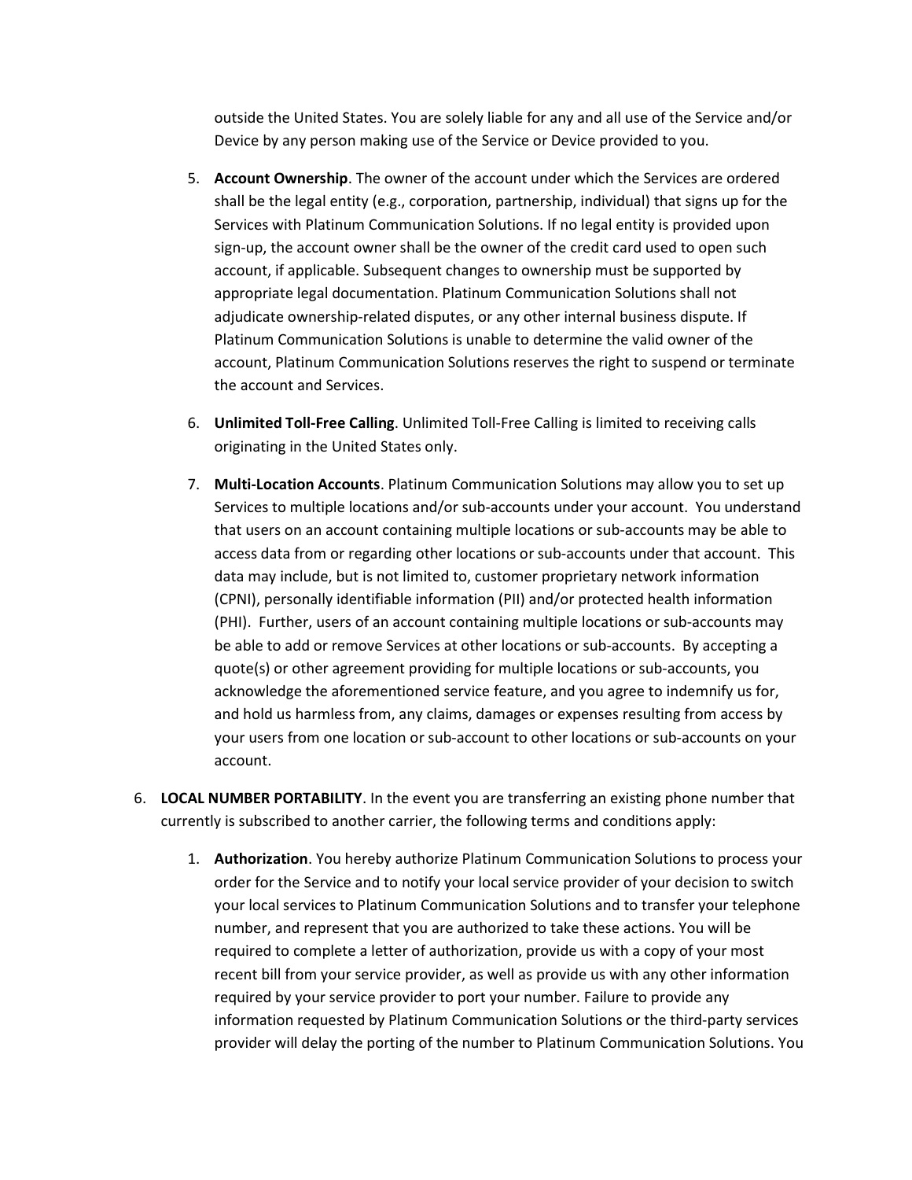outside the United States. You are solely liable for any and all use of the Service and/or Device by any person making use of the Service or Device provided to you.

5. **Account Ownership**. The owner of the account under which the Services are ordered shall be the legal entity (e.g., corporation, partnership, individual) that signs up for the Services with Platinum Communication Solutions. If no legal entity is provided upon sign-up, the account owner shall be the owner of the credit card used to open such account, if applicable. Subsequent changes to ownership must be supported by appropriate legal documentation. Platinum Communication Solutions shall not adjudicate ownership-related disputes, or any other internal business dispute. If Platinum Communication Solutions is unable to determine the valid owner of the account, Platinum Communication Solutions reserves the right to suspend or terminate the account and Services.

6. **Unlimited Toll-Free Calling**. Unlimited Toll-Free Calling is limited to receiving calls originating in the United States only.

7. **Multi-Location Accounts**. Platinum Communication Solutions may allow you to set up Services to multiple locations and/or sub-accounts under your account. You understand that users on an account containing multiple locations or sub-accounts may be able to access data from or regarding other locations or sub-accounts under that account. This data may include, but is not limited to, customer proprietary network information (CPNI), personally identifiable information (PII) and/or protected health information (PHI). Further, users of an account containing multiple locations or sub-accounts may be able to add or remove Services at other locations or sub-accounts. By accepting a quote(s) or other agreement providing for multiple locations or sub-accounts, you acknowledge the aforementioned service feature, and you agree to indemnify us for, and hold us harmless from, any claims, damages or expenses resulting from access by your users from one location or sub-account to other locations or sub-accounts on your account.

6. **LOCAL NUMBER PORTABILITY**. In the event you are transferring an existing phone number that currently is subscribed to another carrier, the following terms and conditions apply:

   1. **Authorization**. You hereby authorize Platinum Communication Solutions to process your order for the Service and to notify your local service provider of your decision to switch your local services to Platinum Communication Solutions and to transfer your telephone number, and represent that you are authorized to take these actions. You will be required to complete a letter of authorization, provide us with a copy of your most recent bill from your service provider, as well as provide us with any other information required by your service provider to port your number. Failure to provide any information requested by Platinum Communication Solutions or the third-party services provider will delay the porting of the number to Platinum Communication Solutions. You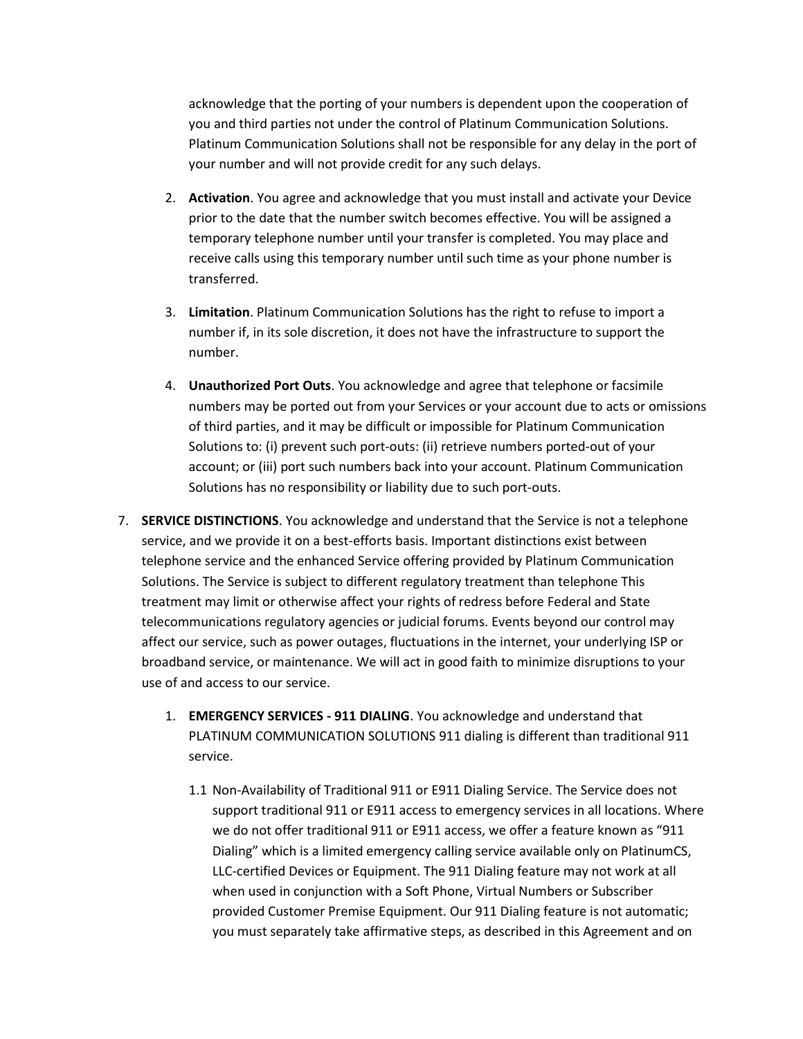acknowledge that the porting of your numbers is dependent upon the cooperation of you and third parties not under the control of Platinum Communication Solutions. Platinum Communication Solutions shall not be responsible for any delay in the port of your number and will not provide credit for any such delays.

2. **Activation**. You agree and acknowledge that you must install and activate your Device prior to the date that the number switch becomes effective. You will be assigned a temporary telephone number until your transfer is completed. You may place and receive calls using this temporary number until such time as your phone number is transferred.

3. **Limitation**. Platinum Communication Solutions has the right to refuse to import a number if, in its sole discretion, it does not have the infrastructure to support the number.

4. **Unauthorized Port Outs**. You acknowledge and agree that telephone or facsimile numbers may be ported out from your Services or your account due to acts or omissions of third parties, and it may be difficult or impossible for Platinum Communication Solutions to: (i) prevent such port-outs: (ii) retrieve numbers ported-out of your account; or (iii) port such numbers back into your account. Platinum Communication Solutions has no responsibility or liability due to such port-outs.

7. **SERVICE DISTINCTIONS**. You acknowledge and understand that the Service is not a telephone service, and we provide it on a best-efforts basis. Important distinctions exist between telephone service and the enhanced Service offering provided by Platinum Communication Solutions. The Service is subject to different regulatory treatment than telephone This treatment may limit or otherwise affect your rights of redress before Federal and State telecommunications regulatory agencies or judicial forums. Events beyond our control may affect our service, such as power outages, fluctuations in the internet, your underlying ISP or broadband service, or maintenance. We will act in good faith to minimize disruptions to your use of and access to our service.

   1. **EMERGENCY SERVICES - 911 DIALING**. You acknowledge and understand that PLATINUM COMMUNICATION SOLUTIONS 911 dialing is different than traditional 911 service.

      1.1 Non-Availability of Traditional 911 or E911 Dialing Service. The Service does not support traditional 911 or E911 access to emergency services in all locations. Where we do not offer traditional 911 or E911 access, we offer a feature known as "911 Dialing" which is a limited emergency calling service available only on PlatinumCS, LLC-certified Devices or Equipment. The 911 Dialing feature may not work at all when used in conjunction with a Soft Phone, Virtual Numbers or Subscriber provided Customer Premise Equipment. Our 911 Dialing feature is not automatic; you must separately take affirmative steps, as described in this Agreement and on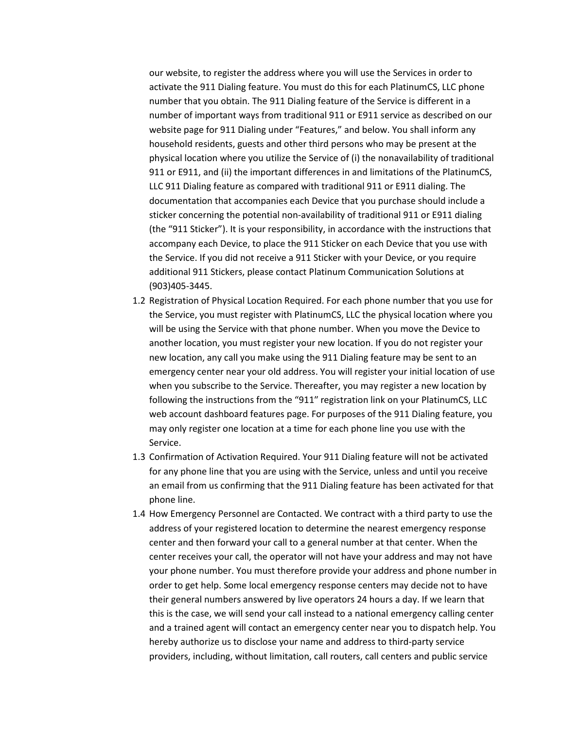our website, to register the address where you will use the Services in order to activate the 911 Dialing feature. You must do this for each PlatinumCS, LLC phone number that you obtain. The 911 Dialing feature of the Service is different in a number of important ways from traditional 911 or E911 service as described on our website page for 911 Dialing under "Features," and below. You shall inform any household residents, guests and other third persons who may be present at the physical location where you utilize the Service of (i) the nonavailability of traditional 911 or E911, and (ii) the important differences in and limitations of the PlatinumCS, LLC 911 Dialing feature as compared with traditional 911 or E911 dialing. The documentation that accompanies each Device that you purchase should include a sticker concerning the potential non-availability of traditional 911 or E911 dialing (the "911 Sticker"). It is your responsibility, in accordance with the instructions that accompany each Device, to place the 911 Sticker on each Device that you use with the Service. If you did not receive a 911 Sticker with your Device, or you require additional 911 Stickers, please contact Platinum Communication Solutions at (903)405-3445.

1.2 Registration of Physical Location Required. For each phone number that you use for the Service, you must register with PlatinumCS, LLC the physical location where you will be using the Service with that phone number. When you move the Device to another location, you must register your new location. If you do not register your new location, any call you make using the 911 Dialing feature may be sent to an emergency center near your old address. You will register your initial location of use when you subscribe to the Service. Thereafter, you may register a new location by following the instructions from the "911" registration link on your PlatinumCS, LLC web account dashboard features page. For purposes of the 911 Dialing feature, you may only register one location at a time for each phone line you use with the Service.

1.3 Confirmation of Activation Required. Your 911 Dialing feature will not be activated for any phone line that you are using with the Service, unless and until you receive an email from us confirming that the 911 Dialing feature has been activated for that phone line.

1.4 How Emergency Personnel are Contacted. We contract with a third party to use the address of your registered location to determine the nearest emergency response center and then forward your call to a general number at that center. When the center receives your call, the operator will not have your address and may not have your phone number. You must therefore provide your address and phone number in order to get help. Some local emergency response centers may decide not to have their general numbers answered by live operators 24 hours a day. If we learn that this is the case, we will send your call instead to a national emergency calling center and a trained agent will contact an emergency center near you to dispatch help. You hereby authorize us to disclose your name and address to third-party service providers, including, without limitation, call routers, call centers and public service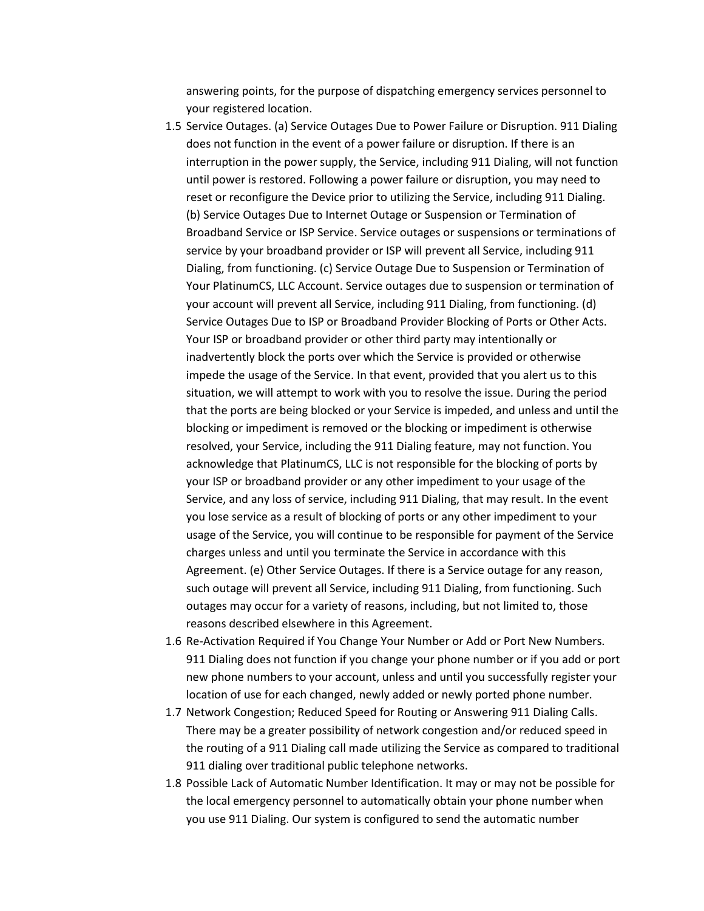answering points, for the purpose of dispatching emergency services personnel to your registered location.

1.5 Service Outages. (a) Service Outages Due to Power Failure or Disruption. 911 Dialing does not function in the event of a power failure or disruption. If there is an interruption in the power supply, the Service, including 911 Dialing, will not function until power is restored. Following a power failure or disruption, you may need to reset or reconfigure the Device prior to utilizing the Service, including 911 Dialing. (b) Service Outages Due to Internet Outage or Suspension or Termination of Broadband Service or ISP Service. Service outages or suspensions or terminations of service by your broadband provider or ISP will prevent all Service, including 911 Dialing, from functioning. (c) Service Outage Due to Suspension or Termination of Your PlatinumCS, LLC Account. Service outages due to suspension or termination of your account will prevent all Service, including 911 Dialing, from functioning. (d) Service Outages Due to ISP or Broadband Provider Blocking of Ports or Other Acts. Your ISP or broadband provider or other third party may intentionally or inadvertently block the ports over which the Service is provided or otherwise impede the usage of the Service. In that event, provided that you alert us to this situation, we will attempt to work with you to resolve the issue. During the period that the ports are being blocked or your Service is impeded, and unless and until the blocking or impediment is removed or the blocking or impediment is otherwise resolved, your Service, including the 911 Dialing feature, may not function. You acknowledge that PlatinumCS, LLC is not responsible for the blocking of ports by your ISP or broadband provider or any other impediment to your usage of the Service, and any loss of service, including 911 Dialing, that may result. In the event you lose service as a result of blocking of ports or any other impediment to your usage of the Service, you will continue to be responsible for payment of the Service charges unless and until you terminate the Service in accordance with this Agreement. (e) Other Service Outages. If there is a Service outage for any reason, such outage will prevent all Service, including 911 Dialing, from functioning. Such outages may occur for a variety of reasons, including, but not limited to, those reasons described elsewhere in this Agreement.

1.6 Re-Activation Required if You Change Your Number or Add or Port New Numbers. 911 Dialing does not function if you change your phone number or if you add or port new phone numbers to your account, unless and until you successfully register your location of use for each changed, newly added or newly ported phone number.

1.7 Network Congestion; Reduced Speed for Routing or Answering 911 Dialing Calls. There may be a greater possibility of network congestion and/or reduced speed in the routing of a 911 Dialing call made utilizing the Service as compared to traditional 911 dialing over traditional public telephone networks.

1.8 Possible Lack of Automatic Number Identification. It may or may not be possible for the local emergency personnel to automatically obtain your phone number when you use 911 Dialing. Our system is configured to send the automatic number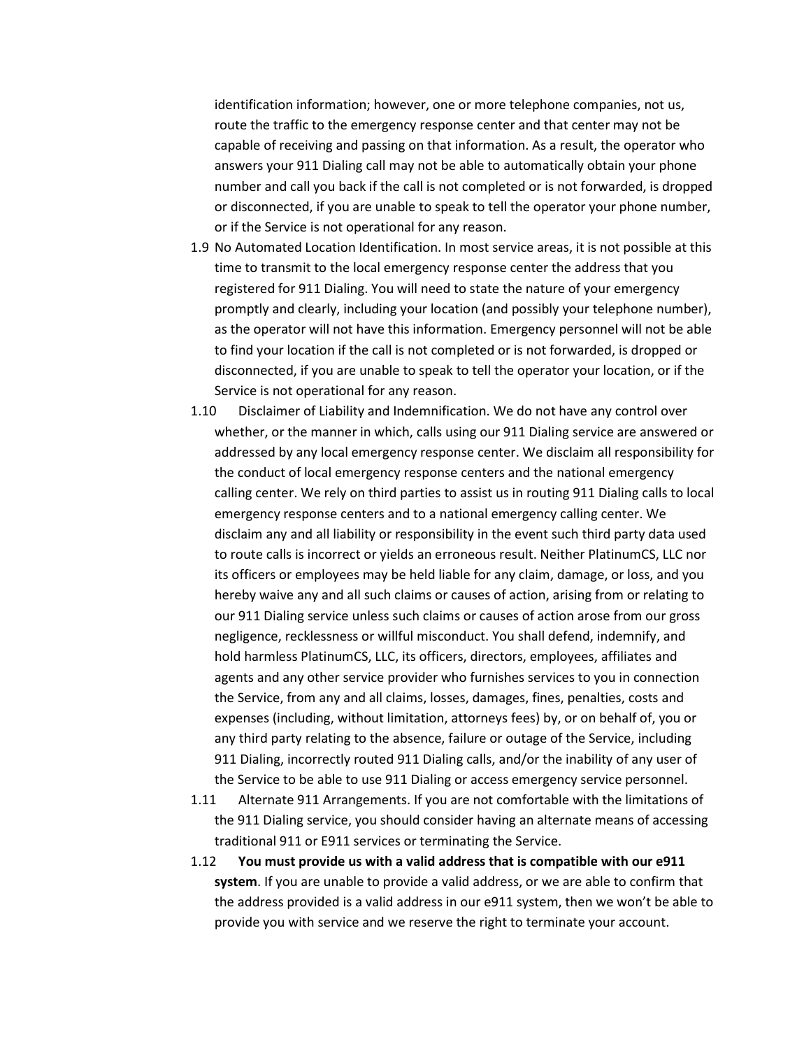identification information; however, one or more telephone companies, not us, route the traffic to the emergency response center and that center may not be capable of receiving and passing on that information. As a result, the operator who answers your 911 Dialing call may not be able to automatically obtain your phone number and call you back if the call is not completed or is not forwarded, is dropped or disconnected, if you are unable to speak to tell the operator your phone number, or if the Service is not operational for any reason.

1.9 No Automated Location Identification. In most service areas, it is not possible at this time to transmit to the local emergency response center the address that you registered for 911 Dialing. You will need to state the nature of your emergency promptly and clearly, including your location (and possibly your telephone number), as the operator will not have this information. Emergency personnel will not be able to find your location if the call is not completed or is not forwarded, is dropped or disconnected, if you are unable to speak to tell the operator your location, or if the Service is not operational for any reason.

1.10 Disclaimer of Liability and Indemnification. We do not have any control over whether, or the manner in which, calls using our 911 Dialing service are answered or addressed by any local emergency response center. We disclaim all responsibility for the conduct of local emergency response centers and the national emergency calling center. We rely on third parties to assist us in routing 911 Dialing calls to local emergency response centers and to a national emergency calling center. We disclaim any and all liability or responsibility in the event such third party data used to route calls is incorrect or yields an erroneous result. Neither PlatinumCS, LLC nor its officers or employees may be held liable for any claim, damage, or loss, and you hereby waive any and all such claims or causes of action, arising from or relating to our 911 Dialing service unless such claims or causes of action arose from our gross negligence, recklessness or willful misconduct. You shall defend, indemnify, and hold harmless PlatinumCS, LLC, its officers, directors, employees, affiliates and agents and any other service provider who furnishes services to you in connection the Service, from any and all claims, losses, damages, fines, penalties, costs and expenses (including, without limitation, attorneys fees) by, or on behalf of, you or any third party relating to the absence, failure or outage of the Service, including 911 Dialing, incorrectly routed 911 Dialing calls, and/or the inability of any user of the Service to be able to use 911 Dialing or access emergency service personnel.

1.11 Alternate 911 Arrangements. If you are not comfortable with the limitations of the 911 Dialing service, you should consider having an alternate means of accessing traditional 911 or E911 services or terminating the Service.

1.12 **You must provide us with a valid address that is compatible with our e911 system**. If you are unable to provide a valid address, or we are able to confirm that the address provided is a valid address in our e911 system, then we won't be able to provide you with service and we reserve the right to terminate your account.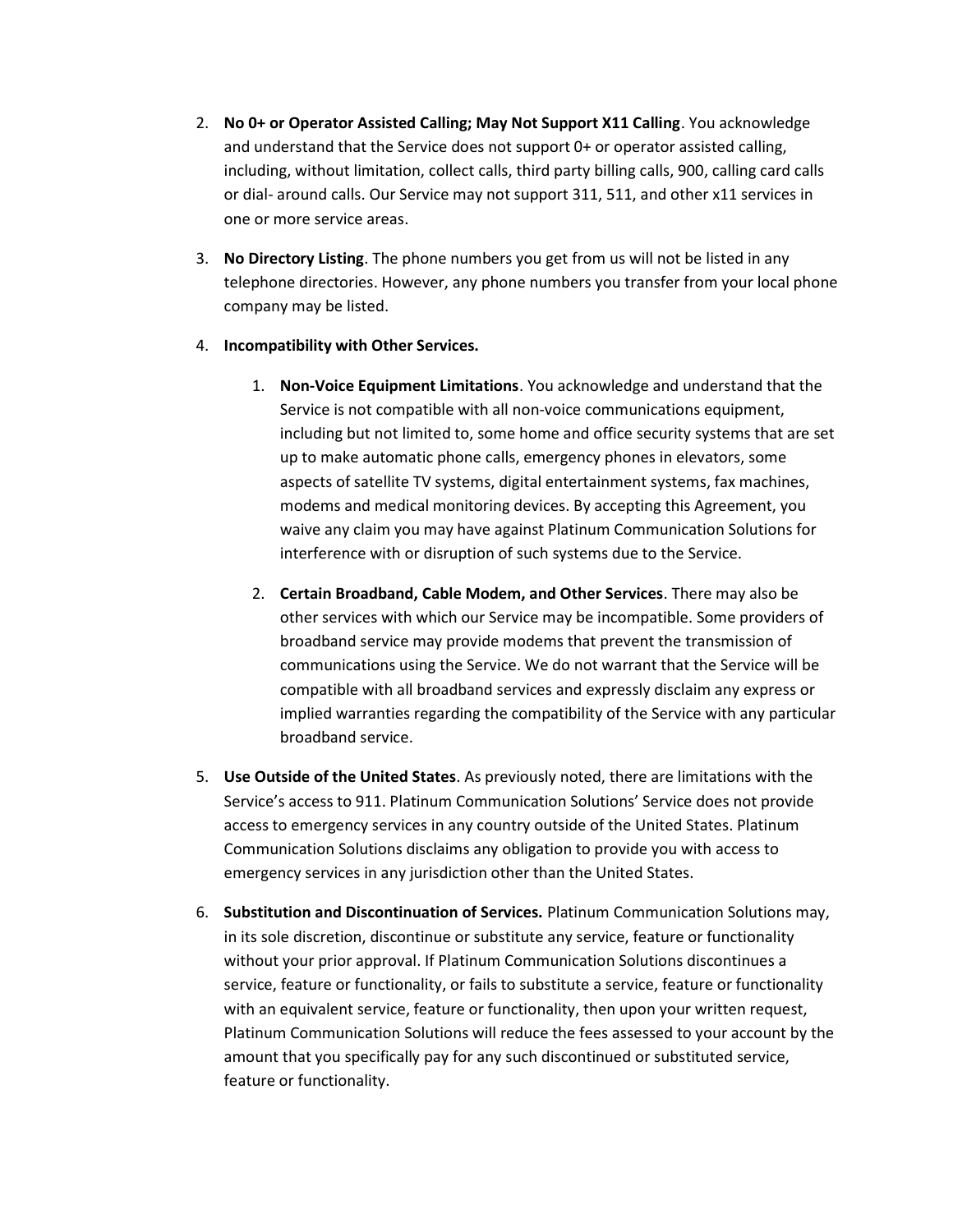2. **No 0+ or Operator Assisted Calling; May Not Support X11 Calling**. You acknowledge and understand that the Service does not support 0+ or operator assisted calling, including, without limitation, collect calls, third party billing calls, 900, calling card calls or dial- around calls. Our Service may not support 311, 511, and other x11 services in one or more service areas.

3. **No Directory Listing**. The phone numbers you get from us will not be listed in any telephone directories. However, any phone numbers you transfer from your local phone company may be listed.

4. **Incompatibility with Other Services.**

    1. **Non-Voice Equipment Limitations**. You acknowledge and understand that the Service is not compatible with all non-voice communications equipment, including but not limited to, some home and office security systems that are set up to make automatic phone calls, emergency phones in elevators, some aspects of satellite TV systems, digital entertainment systems, fax machines, modems and medical monitoring devices. By accepting this Agreement, you waive any claim you may have against Platinum Communication Solutions for interference with or disruption of such systems due to the Service.

    2. **Certain Broadband, Cable Modem, and Other Services**. There may also be other services with which our Service may be incompatible. Some providers of broadband service may provide modems that prevent the transmission of communications using the Service. We do not warrant that the Service will be compatible with all broadband services and expressly disclaim any express or implied warranties regarding the compatibility of the Service with any particular broadband service.

5. **Use Outside of the United States**. As previously noted, there are limitations with the Service's access to 911. Platinum Communication Solutions' Service does not provide access to emergency services in any country outside of the United States. Platinum Communication Solutions disclaims any obligation to provide you with access to emergency services in any jurisdiction other than the United States.

6. **Substitution and Discontinuation of Services.** Platinum Communication Solutions may, in its sole discretion, discontinue or substitute any service, feature or functionality without your prior approval. If Platinum Communication Solutions discontinues a service, feature or functionality, or fails to substitute a service, feature or functionality with an equivalent service, feature or functionality, then upon your written request, Platinum Communication Solutions will reduce the fees assessed to your account by the amount that you specifically pay for any such discontinued or substituted service, feature or functionality.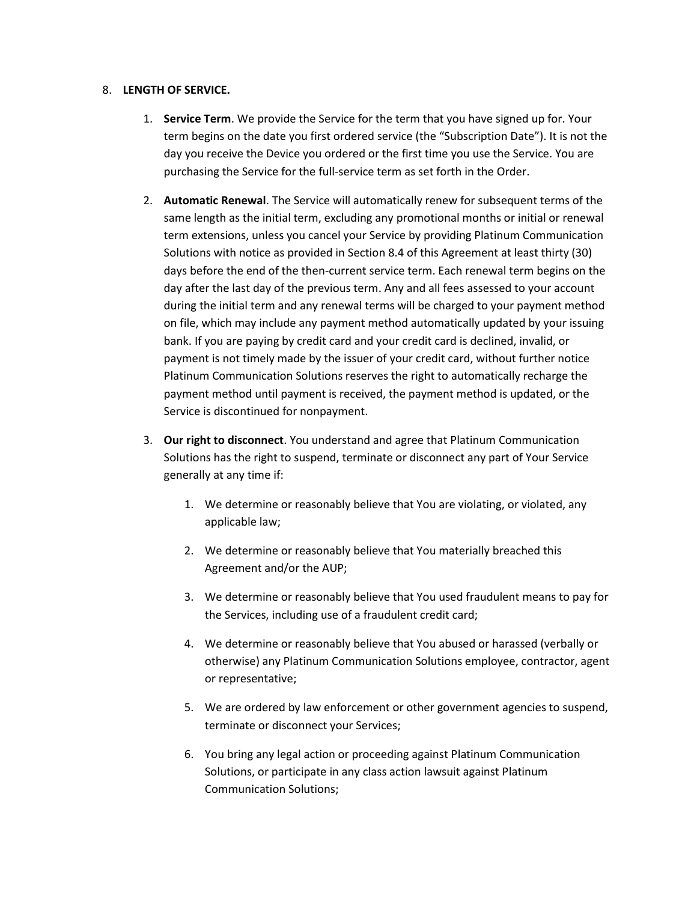8. **LENGTH OF SERVICE.**

    1. **Service Term**. We provide the Service for the term that you have signed up for. Your term begins on the date you first ordered service (the "Subscription Date"). It is not the day you receive the Device you ordered or the first time you use the Service. You are purchasing the Service for the full-service term as set forth in the Order.

    2. **Automatic Renewal**. The Service will automatically renew for subsequent terms of the same length as the initial term, excluding any promotional months or initial or renewal term extensions, unless you cancel your Service by providing Platinum Communication Solutions with notice as provided in Section 8.4 of this Agreement at least thirty (30) days before the end of the then-current service term. Each renewal term begins on the day after the last day of the previous term. Any and all fees assessed to your account during the initial term and any renewal terms will be charged to your payment method on file, which may include any payment method automatically updated by your issuing bank. If you are paying by credit card and your credit card is declined, invalid, or payment is not timely made by the issuer of your credit card, without further notice Platinum Communication Solutions reserves the right to automatically recharge the payment method until payment is received, the payment method is updated, or the Service is discontinued for nonpayment.

    3. **Our right to disconnect**. You understand and agree that Platinum Communication Solutions has the right to suspend, terminate or disconnect any part of Your Service generally at any time if:

        1. We determine or reasonably believe that You are violating, or violated, any applicable law;

        2. We determine or reasonably believe that You materially breached this Agreement and/or the AUP;

        3. We determine or reasonably believe that You used fraudulent means to pay for the Services, including use of a fraudulent credit card;

        4. We determine or reasonably believe that You abused or harassed (verbally or otherwise) any Platinum Communication Solutions employee, contractor, agent or representative;

        5. We are ordered by law enforcement or other government agencies to suspend, terminate or disconnect your Services;

        6. You bring any legal action or proceeding against Platinum Communication Solutions, or participate in any class action lawsuit against Platinum Communication Solutions;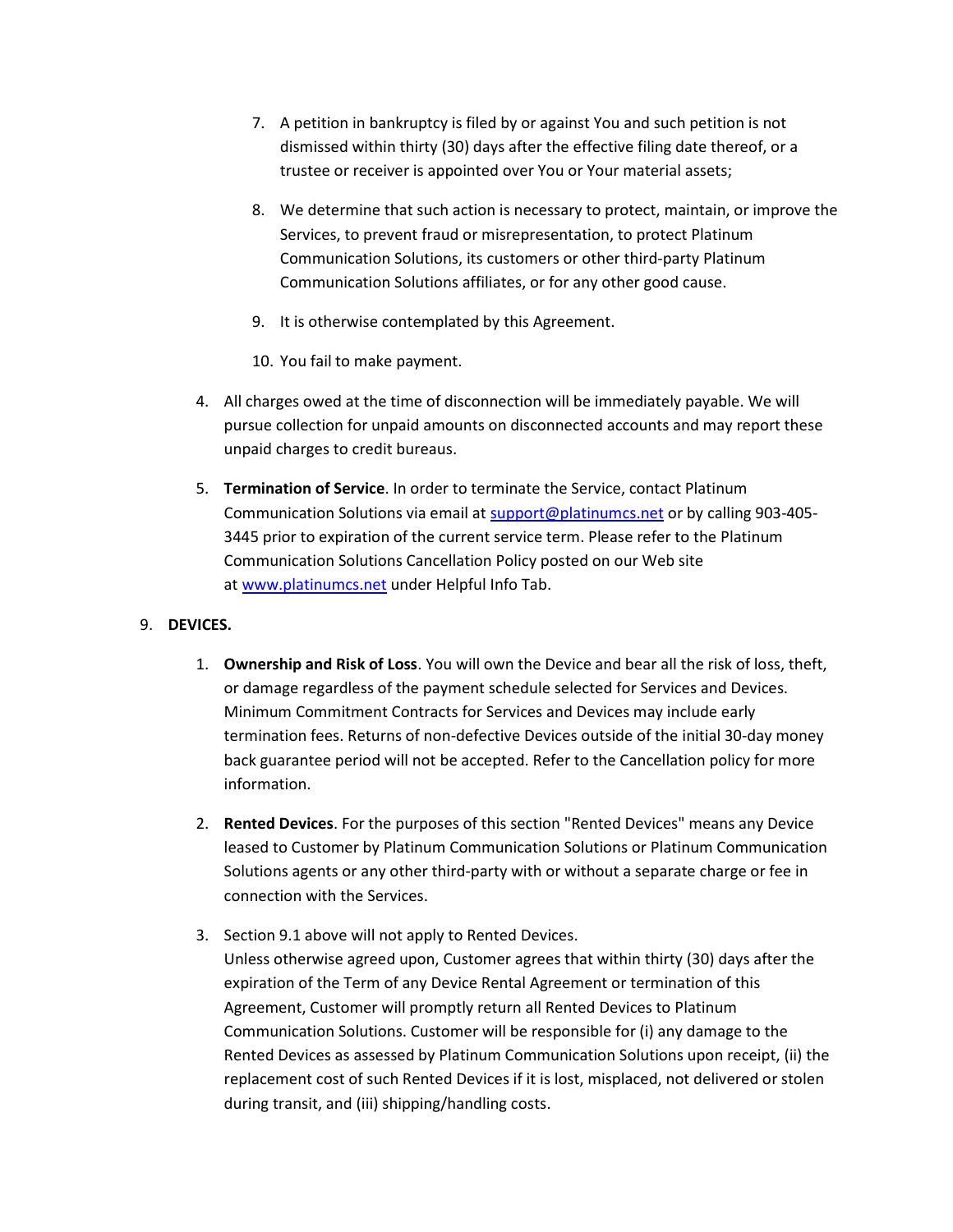7. A petition in bankruptcy is filed by or against You and such petition is not dismissed within thirty (30) days after the effective filing date thereof, or a trustee or receiver is appointed over You or Your material assets;

8. We determine that such action is necessary to protect, maintain, or improve the Services, to prevent fraud or misrepresentation, to protect Platinum Communication Solutions, its customers or other third-party Platinum Communication Solutions affiliates, or for any other good cause.

9. It is otherwise contemplated by this Agreement.

10. You fail to make payment.

4. All charges owed at the time of disconnection will be immediately payable. We will pursue collection for unpaid amounts on disconnected accounts and may report these unpaid charges to credit bureaus.

5. **Termination of Service**. In order to terminate the Service, contact Platinum Communication Solutions via email at [support@platinumcs.net](mailto:support@platinumcs.net) or by calling 903-405-3445 prior to expiration of the current service term. Please refer to the Platinum Communication Solutions Cancellation Policy posted on our Web site at [www.platinumcs.net](http://www.platinumcs.net) under Helpful Info Tab.

9. **DEVICES.**

1. **Ownership and Risk of Loss**. You will own the Device and bear all the risk of loss, theft, or damage regardless of the payment schedule selected for Services and Devices. Minimum Commitment Contracts for Services and Devices may include early termination fees. Returns of non-defective Devices outside of the initial 30-day money back guarantee period will not be accepted. Refer to the Cancellation policy for more information.

2. **Rented Devices**. For the purposes of this section "Rented Devices" means any Device leased to Customer by Platinum Communication Solutions or Platinum Communication Solutions agents or any other third-party with or without a separate charge or fee in connection with the Services.

3. Section 9.1 above will not apply to Rented Devices.
Unless otherwise agreed upon, Customer agrees that within thirty (30) days after the expiration of the Term of any Device Rental Agreement or termination of this Agreement, Customer will promptly return all Rented Devices to Platinum Communication Solutions. Customer will be responsible for (i) any damage to the Rented Devices as assessed by Platinum Communication Solutions upon receipt, (ii) the replacement cost of such Rented Devices if it is lost, misplaced, not delivered or stolen during transit, and (iii) shipping/handling costs.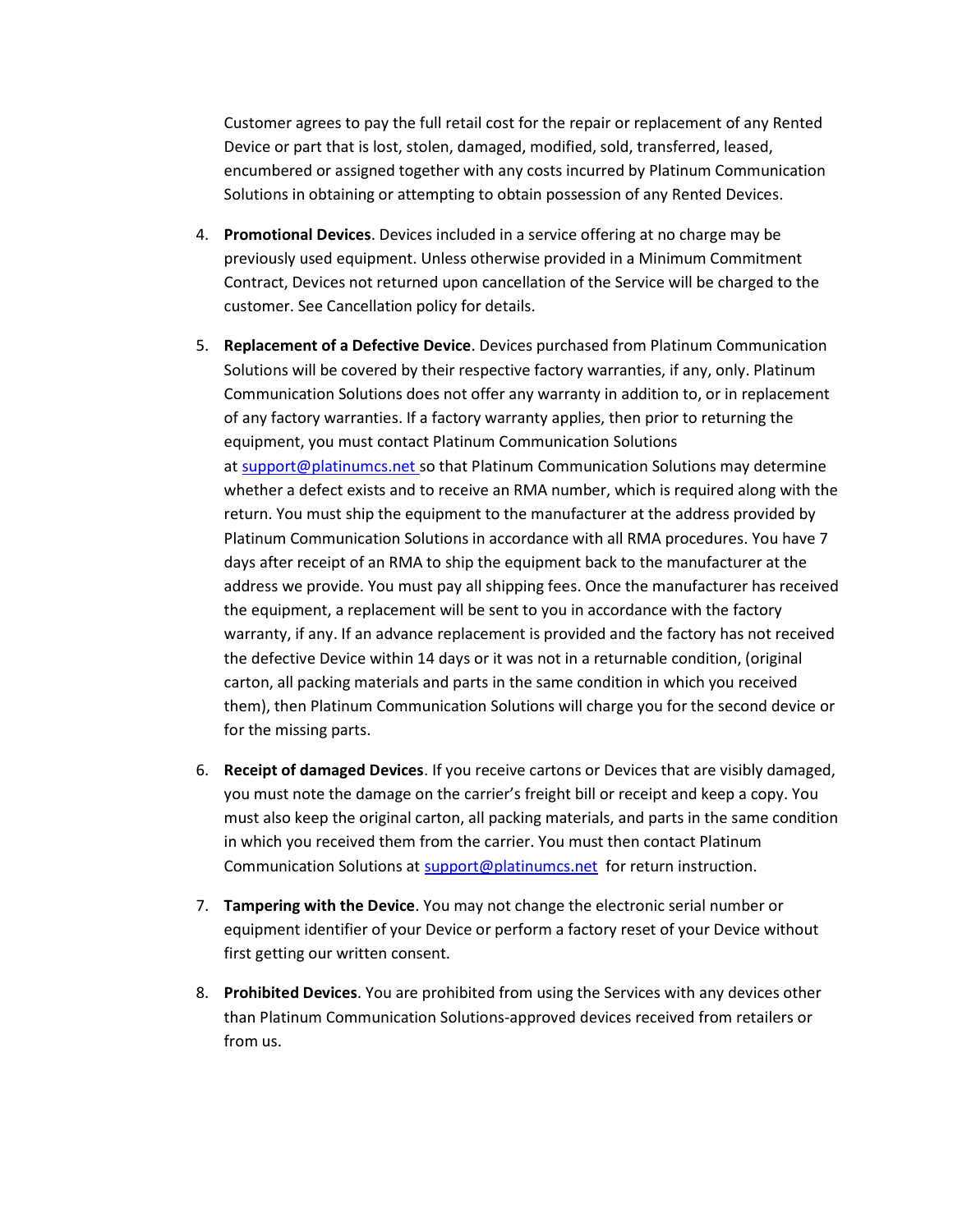Customer agrees to pay the full retail cost for the repair or replacement of any Rented Device or part that is lost, stolen, damaged, modified, sold, transferred, leased, encumbered or assigned together with any costs incurred by Platinum Communication Solutions in obtaining or attempting to obtain possession of any Rented Devices.

4. **Promotional Devices**. Devices included in a service offering at no charge may be previously used equipment. Unless otherwise provided in a Minimum Commitment Contract, Devices not returned upon cancellation of the Service will be charged to the customer. See Cancellation policy for details.

5. **Replacement of a Defective Device**. Devices purchased from Platinum Communication Solutions will be covered by their respective factory warranties, if any, only. Platinum Communication Solutions does not offer any warranty in addition to, or in replacement of any factory warranties. If a factory warranty applies, then prior to returning the equipment, you must contact Platinum Communication Solutions at support@platinumcs.net so that Platinum Communication Solutions may determine whether a defect exists and to receive an RMA number, which is required along with the return. You must ship the equipment to the manufacturer at the address provided by Platinum Communication Solutions in accordance with all RMA procedures. You have 7 days after receipt of an RMA to ship the equipment back to the manufacturer at the address we provide. You must pay all shipping fees. Once the manufacturer has received the equipment, a replacement will be sent to you in accordance with the factory warranty, if any. If an advance replacement is provided and the factory has not received the defective Device within 14 days or it was not in a returnable condition, (original carton, all packing materials and parts in the same condition in which you received them), then Platinum Communication Solutions will charge you for the second device or for the missing parts.

6. **Receipt of damaged Devices**. If you receive cartons or Devices that are visibly damaged, you must note the damage on the carrier's freight bill or receipt and keep a copy. You must also keep the original carton, all packing materials, and parts in the same condition in which you received them from the carrier. You must then contact Platinum Communication Solutions at support@platinumcs.net for return instruction.

7. **Tampering with the Device**. You may not change the electronic serial number or equipment identifier of your Device or perform a factory reset of your Device without first getting our written consent.

8. **Prohibited Devices**. You are prohibited from using the Services with any devices other than Platinum Communication Solutions-approved devices received from retailers or from us.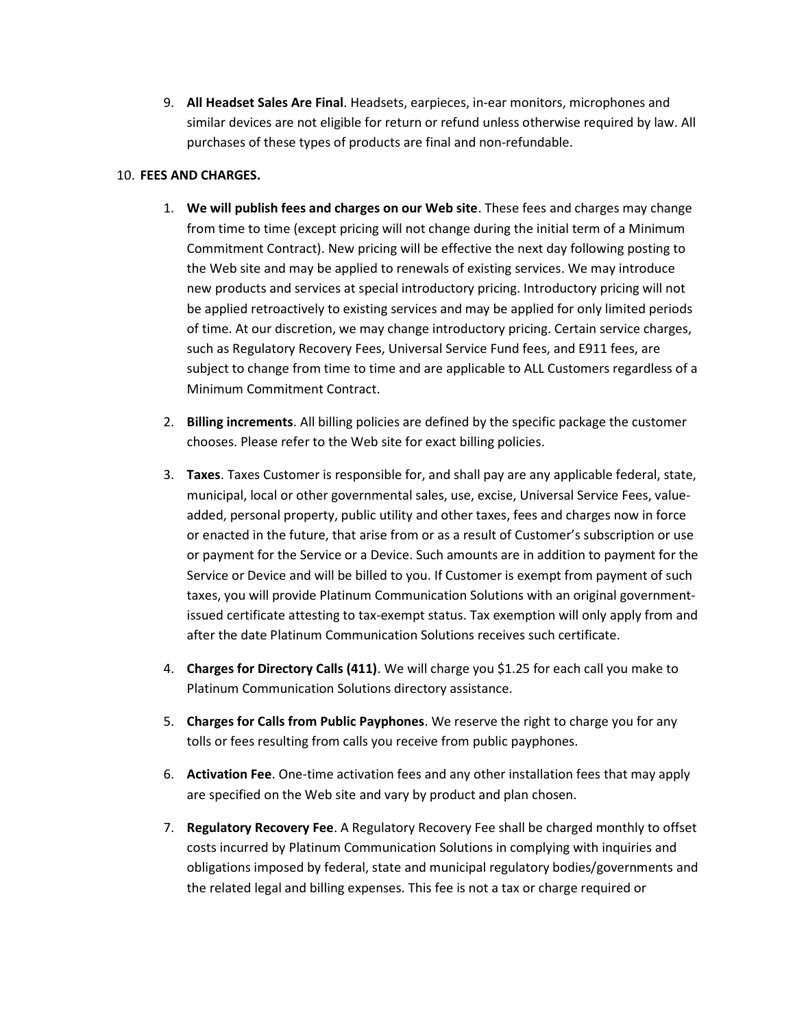9. **All Headset Sales Are Final**. Headsets, earpieces, in-ear monitors, microphones and similar devices are not eligible for return or refund unless otherwise required by law. All purchases of these types of products are final and non-refundable.

10. **FEES AND CHARGES.**

    1. **We will publish fees and charges on our Web site**. These fees and charges may change from time to time (except pricing will not change during the initial term of a Minimum Commitment Contract). New pricing will be effective the next day following posting to the Web site and may be applied to renewals of existing services. We may introduce new products and services at special introductory pricing. Introductory pricing will not be applied retroactively to existing services and may be applied for only limited periods of time. At our discretion, we may change introductory pricing. Certain service charges, such as Regulatory Recovery Fees, Universal Service Fund fees, and E911 fees, are subject to change from time to time and are applicable to ALL Customers regardless of a Minimum Commitment Contract.

    2. **Billing increments**. All billing policies are defined by the specific package the customer chooses. Please refer to the Web site for exact billing policies.

    3. **Taxes**. Taxes Customer is responsible for, and shall pay are any applicable federal, state, municipal, local or other governmental sales, use, excise, Universal Service Fees, value-added, personal property, public utility and other taxes, fees and charges now in force or enacted in the future, that arise from or as a result of Customer's subscription or use or payment for the Service or a Device. Such amounts are in addition to payment for the Service or Device and will be billed to you. If Customer is exempt from payment of such taxes, you will provide Platinum Communication Solutions with an original government-issued certificate attesting to tax-exempt status. Tax exemption will only apply from and after the date Platinum Communication Solutions receives such certificate.

    4. **Charges for Directory Calls (411)**. We will charge you $1.25 for each call you make to Platinum Communication Solutions directory assistance.

    5. **Charges for Calls from Public Payphones**. We reserve the right to charge you for any tolls or fees resulting from calls you receive from public payphones.

    6. **Activation Fee**. One-time activation fees and any other installation fees that may apply are specified on the Web site and vary by product and plan chosen.

    7. **Regulatory Recovery Fee**. A Regulatory Recovery Fee shall be charged monthly to offset costs incurred by Platinum Communication Solutions in complying with inquiries and obligations imposed by federal, state and municipal regulatory bodies/governments and the related legal and billing expenses. This fee is not a tax or charge required or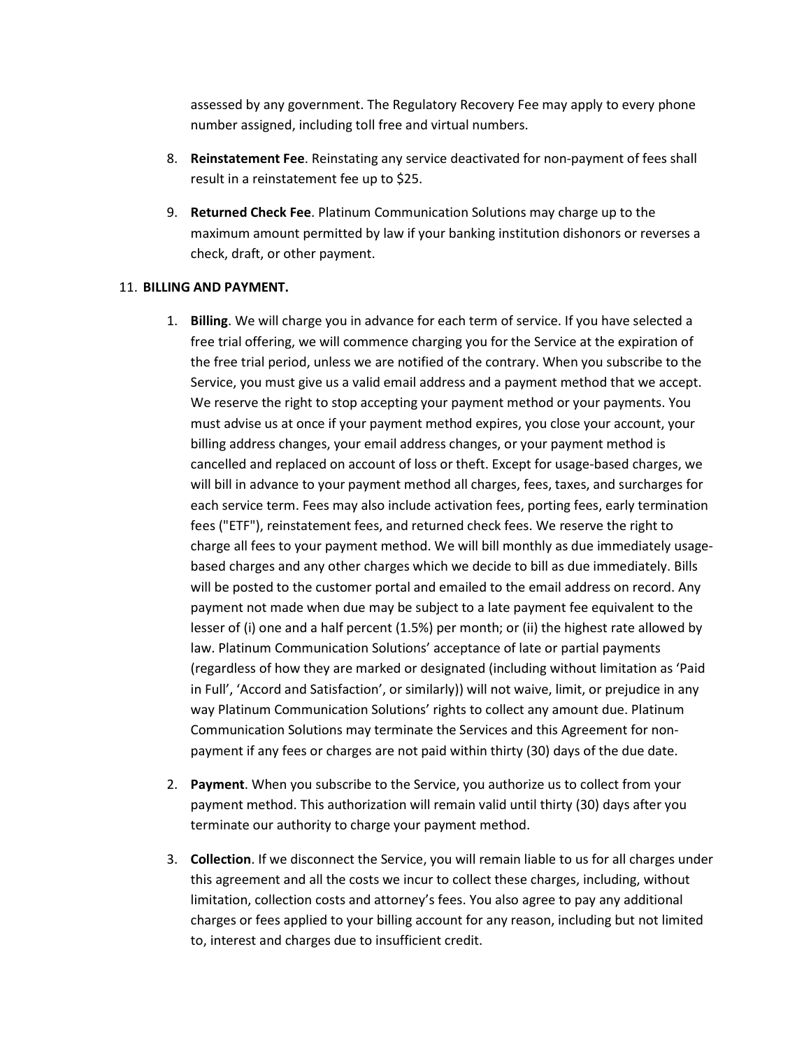assessed by any government. The Regulatory Recovery Fee may apply to every phone number assigned, including toll free and virtual numbers.

8. **Reinstatement Fee**. Reinstating any service deactivated for non-payment of fees shall result in a reinstatement fee up to $25.

9. **Returned Check Fee**. Platinum Communication Solutions may charge up to the maximum amount permitted by law if your banking institution dishonors or reverses a check, draft, or other payment.

11. **BILLING AND PAYMENT.**

    1. **Billing**. We will charge you in advance for each term of service. If you have selected a free trial offering, we will commence charging you for the Service at the expiration of the free trial period, unless we are notified of the contrary. When you subscribe to the Service, you must give us a valid email address and a payment method that we accept. We reserve the right to stop accepting your payment method or your payments. You must advise us at once if your payment method expires, you close your account, your billing address changes, your email address changes, or your payment method is cancelled and replaced on account of loss or theft. Except for usage-based charges, we will bill in advance to your payment method all charges, fees, taxes, and surcharges for each service term. Fees may also include activation fees, porting fees, early termination fees ("ETF"), reinstatement fees, and returned check fees. We reserve the right to charge all fees to your payment method. We will bill monthly as due immediately usage-based charges and any other charges which we decide to bill as due immediately. Bills will be posted to the customer portal and emailed to the email address on record. Any payment not made when due may be subject to a late payment fee equivalent to the lesser of (i) one and a half percent (1.5%) per month; or (ii) the highest rate allowed by law. Platinum Communication Solutions' acceptance of late or partial payments (regardless of how they are marked or designated (including without limitation as 'Paid in Full', 'Accord and Satisfaction', or similarly)) will not waive, limit, or prejudice in any way Platinum Communication Solutions' rights to collect any amount due. Platinum Communication Solutions may terminate the Services and this Agreement for non-payment if any fees or charges are not paid within thirty (30) days of the due date.

    2. **Payment**. When you subscribe to the Service, you authorize us to collect from your payment method. This authorization will remain valid until thirty (30) days after you terminate our authority to charge your payment method.

    3. **Collection**. If we disconnect the Service, you will remain liable to us for all charges under this agreement and all the costs we incur to collect these charges, including, without limitation, collection costs and attorney's fees. You also agree to pay any additional charges or fees applied to your billing account for any reason, including but not limited to, interest and charges due to insufficient credit.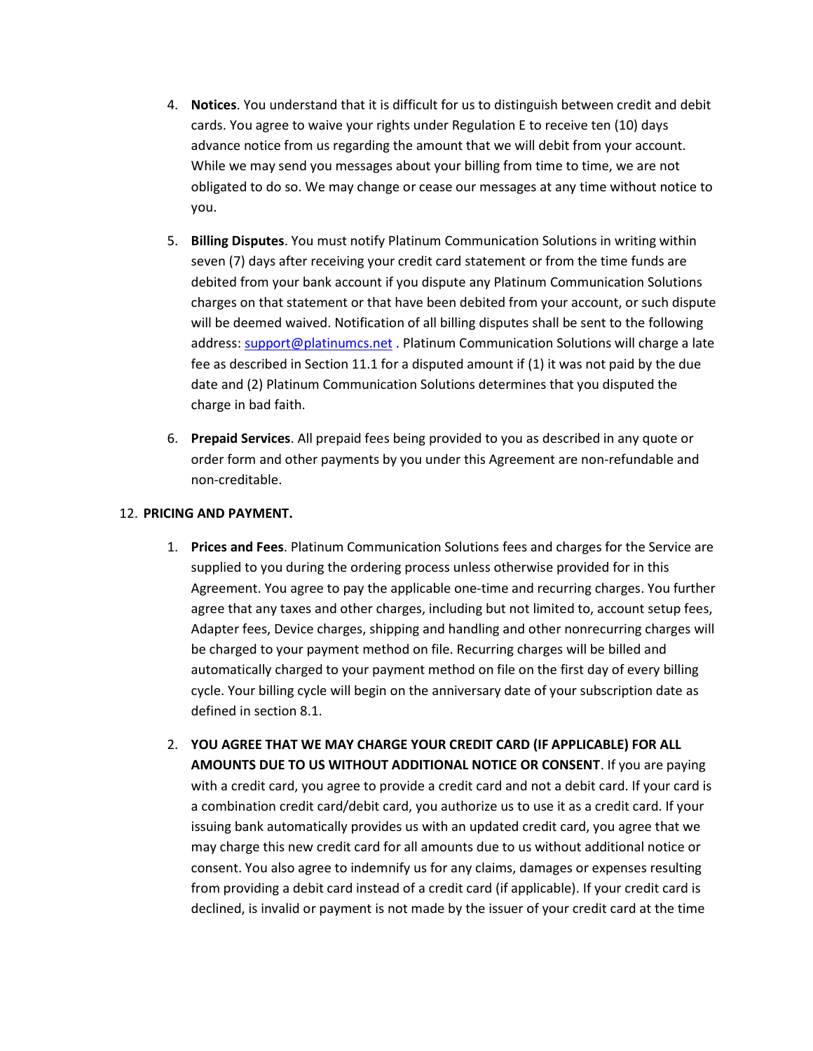4. **Notices**. You understand that it is difficult for us to distinguish between credit and debit cards. You agree to waive your rights under Regulation E to receive ten (10) days advance notice from us regarding the amount that we will debit from your account. While we may send you messages about your billing from time to time, we are not obligated to do so. We may change or cease our messages at any time without notice to you.

5. **Billing Disputes**. You must notify Platinum Communication Solutions in writing within seven (7) days after receiving your credit card statement or from the time funds are debited from your bank account if you dispute any Platinum Communication Solutions charges on that statement or that have been debited from your account, or such dispute will be deemed waived. Notification of all billing disputes shall be sent to the following address: support@platinumcs.net . Platinum Communication Solutions will charge a late fee as described in Section 11.1 for a disputed amount if (1) it was not paid by the due date and (2) Platinum Communication Solutions determines that you disputed the charge in bad faith.

6. **Prepaid Services**. All prepaid fees being provided to you as described in any quote or order form and other payments by you under this Agreement are non-refundable and non-creditable.

12. **PRICING AND PAYMENT.**

    1. **Prices and Fees**. Platinum Communication Solutions fees and charges for the Service are supplied to you during the ordering process unless otherwise provided for in this Agreement. You agree to pay the applicable one-time and recurring charges. You further agree that any taxes and other charges, including but not limited to, account setup fees, Adapter fees, Device charges, shipping and handling and other nonrecurring charges will be charged to your payment method on file. Recurring charges will be billed and automatically charged to your payment method on file on the first day of every billing cycle. Your billing cycle will begin on the anniversary date of your subscription date as defined in section 8.1.

    2. **YOU AGREE THAT WE MAY CHARGE YOUR CREDIT CARD (IF APPLICABLE) FOR ALL AMOUNTS DUE TO US WITHOUT ADDITIONAL NOTICE OR CONSENT**. If you are paying with a credit card, you agree to provide a credit card and not a debit card. If your card is a combination credit card/debit card, you authorize us to use it as a credit card. If your issuing bank automatically provides us with an updated credit card, you agree that we may charge this new credit card for all amounts due to us without additional notice or consent. You also agree to indemnify us for any claims, damages or expenses resulting from providing a debit card instead of a credit card (if applicable). If your credit card is declined, is invalid or payment is not made by the issuer of your credit card at the time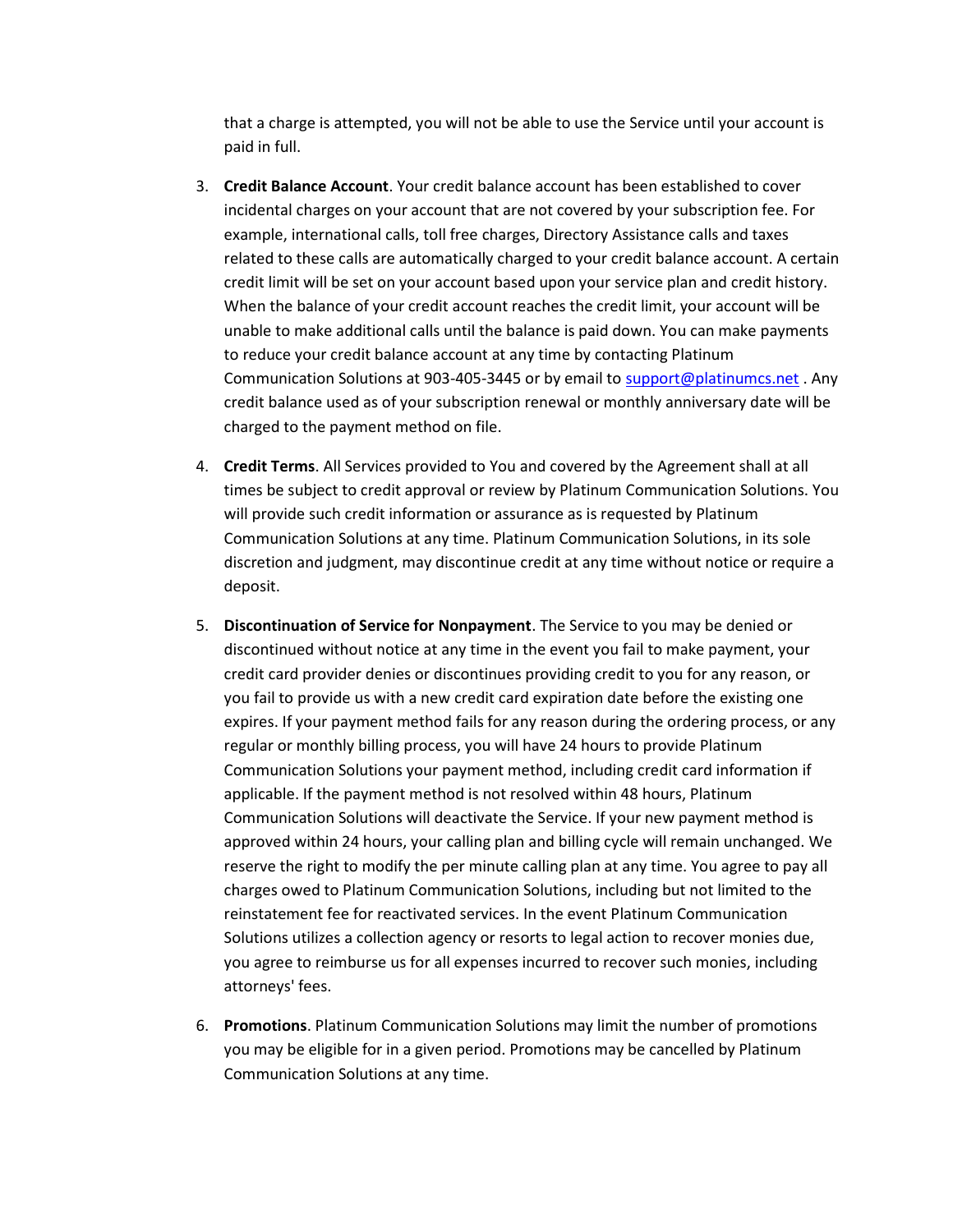that a charge is attempted, you will not be able to use the Service until your account is paid in full.

3. **Credit Balance Account**. Your credit balance account has been established to cover incidental charges on your account that are not covered by your subscription fee. For example, international calls, toll free charges, Directory Assistance calls and taxes related to these calls are automatically charged to your credit balance account. A certain credit limit will be set on your account based upon your service plan and credit history. When the balance of your credit account reaches the credit limit, your account will be unable to make additional calls until the balance is paid down. You can make payments to reduce your credit balance account at any time by contacting Platinum Communication Solutions at 903-405-3445 or by email to support@platinumcs.net . Any credit balance used as of your subscription renewal or monthly anniversary date will be charged to the payment method on file.

4. **Credit Terms**. All Services provided to You and covered by the Agreement shall at all times be subject to credit approval or review by Platinum Communication Solutions. You will provide such credit information or assurance as is requested by Platinum Communication Solutions at any time. Platinum Communication Solutions, in its sole discretion and judgment, may discontinue credit at any time without notice or require a deposit.

5. **Discontinuation of Service for Nonpayment**. The Service to you may be denied or discontinued without notice at any time in the event you fail to make payment, your credit card provider denies or discontinues providing credit to you for any reason, or you fail to provide us with a new credit card expiration date before the existing one expires. If your payment method fails for any reason during the ordering process, or any regular or monthly billing process, you will have 24 hours to provide Platinum Communication Solutions your payment method, including credit card information if applicable. If the payment method is not resolved within 48 hours, Platinum Communication Solutions will deactivate the Service. If your new payment method is approved within 24 hours, your calling plan and billing cycle will remain unchanged. We reserve the right to modify the per minute calling plan at any time. You agree to pay all charges owed to Platinum Communication Solutions, including but not limited to the reinstatement fee for reactivated services. In the event Platinum Communication Solutions utilizes a collection agency or resorts to legal action to recover monies due, you agree to reimburse us for all expenses incurred to recover such monies, including attorneys' fees.

6. **Promotions**. Platinum Communication Solutions may limit the number of promotions you may be eligible for in a given period. Promotions may be cancelled by Platinum Communication Solutions at any time.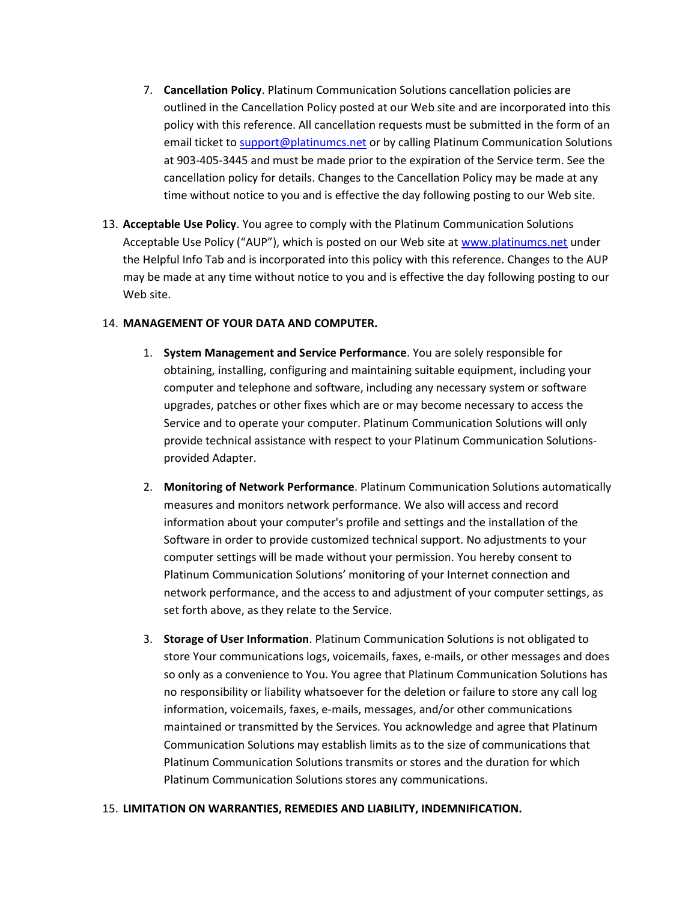7. **Cancellation Policy**. Platinum Communication Solutions cancellation policies are outlined in the Cancellation Policy posted at our Web site and are incorporated into this policy with this reference. All cancellation requests must be submitted in the form of an email ticket to support@platinumcs.net or by calling Platinum Communication Solutions at 903-405-3445 and must be made prior to the expiration of the Service term. See the cancellation policy for details. Changes to the Cancellation Policy may be made at any time without notice to you and is effective the day following posting to our Web site.

13. **Acceptable Use Policy**. You agree to comply with the Platinum Communication Solutions Acceptable Use Policy ("AUP"), which is posted on our Web site at www.platinumcs.net under the Helpful Info Tab and is incorporated into this policy with this reference. Changes to the AUP may be made at any time without notice to you and is effective the day following posting to our Web site.

14. **MANAGEMENT OF YOUR DATA AND COMPUTER.**

    1. **System Management and Service Performance**. You are solely responsible for obtaining, installing, configuring and maintaining suitable equipment, including your computer and telephone and software, including any necessary system or software upgrades, patches or other fixes which are or may become necessary to access the Service and to operate your computer. Platinum Communication Solutions will only provide technical assistance with respect to your Platinum Communication Solutions-provided Adapter.

    2. **Monitoring of Network Performance**. Platinum Communication Solutions automatically measures and monitors network performance. We also will access and record information about your computer's profile and settings and the installation of the Software in order to provide customized technical support. No adjustments to your computer settings will be made without your permission. You hereby consent to Platinum Communication Solutions' monitoring of your Internet connection and network performance, and the access to and adjustment of your computer settings, as set forth above, as they relate to the Service.

    3. **Storage of User Information**. Platinum Communication Solutions is not obligated to store Your communications logs, voicemails, faxes, e-mails, or other messages and does so only as a convenience to You. You agree that Platinum Communication Solutions has no responsibility or liability whatsoever for the deletion or failure to store any call log information, voicemails, faxes, e-mails, messages, and/or other communications maintained or transmitted by the Services. You acknowledge and agree that Platinum Communication Solutions may establish limits as to the size of communications that Platinum Communication Solutions transmits or stores and the duration for which Platinum Communication Solutions stores any communications.

15. **LIMITATION ON WARRANTIES, REMEDIES AND LIABILITY, INDEMNIFICATION.**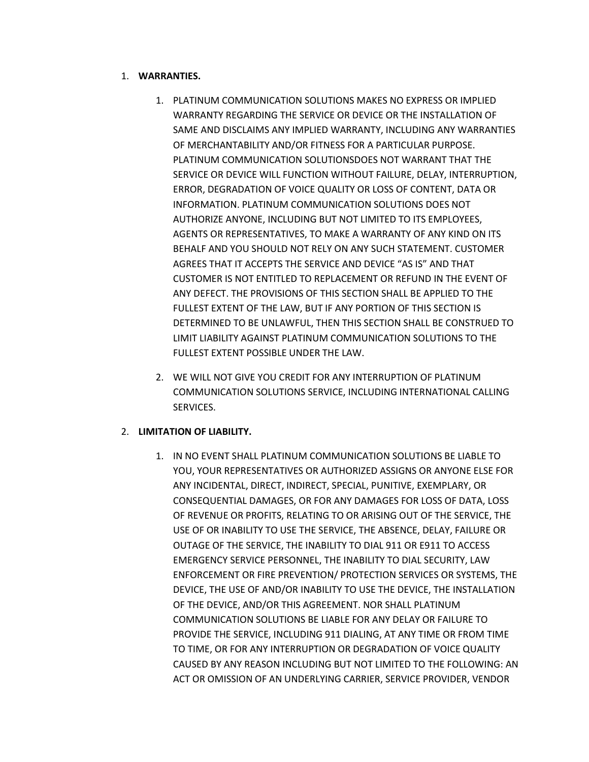1. **WARRANTIES.**

    1. PLATINUM COMMUNICATION SOLUTIONS MAKES NO EXPRESS OR IMPLIED WARRANTY REGARDING THE SERVICE OR DEVICE OR THE INSTALLATION OF SAME AND DISCLAIMS ANY IMPLIED WARRANTY, INCLUDING ANY WARRANTIES OF MERCHANTABILITY AND/OR FITNESS FOR A PARTICULAR PURPOSE. PLATINUM COMMUNICATION SOLUTIONSDOES NOT WARRANT THAT THE SERVICE OR DEVICE WILL FUNCTION WITHOUT FAILURE, DELAY, INTERRUPTION, ERROR, DEGRADATION OF VOICE QUALITY OR LOSS OF CONTENT, DATA OR INFORMATION. PLATINUM COMMUNICATION SOLUTIONS DOES NOT AUTHORIZE ANYONE, INCLUDING BUT NOT LIMITED TO ITS EMPLOYEES, AGENTS OR REPRESENTATIVES, TO MAKE A WARRANTY OF ANY KIND ON ITS BEHALF AND YOU SHOULD NOT RELY ON ANY SUCH STATEMENT. CUSTOMER AGREES THAT IT ACCEPTS THE SERVICE AND DEVICE "AS IS" AND THAT CUSTOMER IS NOT ENTITLED TO REPLACEMENT OR REFUND IN THE EVENT OF ANY DEFECT. THE PROVISIONS OF THIS SECTION SHALL BE APPLIED TO THE FULLEST EXTENT OF THE LAW, BUT IF ANY PORTION OF THIS SECTION IS DETERMINED TO BE UNLAWFUL, THEN THIS SECTION SHALL BE CONSTRUED TO LIMIT LIABILITY AGAINST PLATINUM COMMUNICATION SOLUTIONS TO THE FULLEST EXTENT POSSIBLE UNDER THE LAW.

    2. WE WILL NOT GIVE YOU CREDIT FOR ANY INTERRUPTION OF PLATINUM COMMUNICATION SOLUTIONS SERVICE, INCLUDING INTERNATIONAL CALLING SERVICES.

2. **LIMITATION OF LIABILITY.**

    1. IN NO EVENT SHALL PLATINUM COMMUNICATION SOLUTIONS BE LIABLE TO YOU, YOUR REPRESENTATIVES OR AUTHORIZED ASSIGNS OR ANYONE ELSE FOR ANY INCIDENTAL, DIRECT, INDIRECT, SPECIAL, PUNITIVE, EXEMPLARY, OR CONSEQUENTIAL DAMAGES, OR FOR ANY DAMAGES FOR LOSS OF DATA, LOSS OF REVENUE OR PROFITS, RELATING TO OR ARISING OUT OF THE SERVICE, THE USE OF OR INABILITY TO USE THE SERVICE, THE ABSENCE, DELAY, FAILURE OR OUTAGE OF THE SERVICE, THE INABILITY TO DIAL 911 OR E911 TO ACCESS EMERGENCY SERVICE PERSONNEL, THE INABILITY TO DIAL SECURITY, LAW ENFORCEMENT OR FIRE PREVENTION/ PROTECTION SERVICES OR SYSTEMS, THE DEVICE, THE USE OF AND/OR INABILITY TO USE THE DEVICE, THE INSTALLATION OF THE DEVICE, AND/OR THIS AGREEMENT. NOR SHALL PLATINUM COMMUNICATION SOLUTIONS BE LIABLE FOR ANY DELAY OR FAILURE TO PROVIDE THE SERVICE, INCLUDING 911 DIALING, AT ANY TIME OR FROM TIME TO TIME, OR FOR ANY INTERRUPTION OR DEGRADATION OF VOICE QUALITY CAUSED BY ANY REASON INCLUDING BUT NOT LIMITED TO THE FOLLOWING: AN ACT OR OMISSION OF AN UNDERLYING CARRIER, SERVICE PROVIDER, VENDOR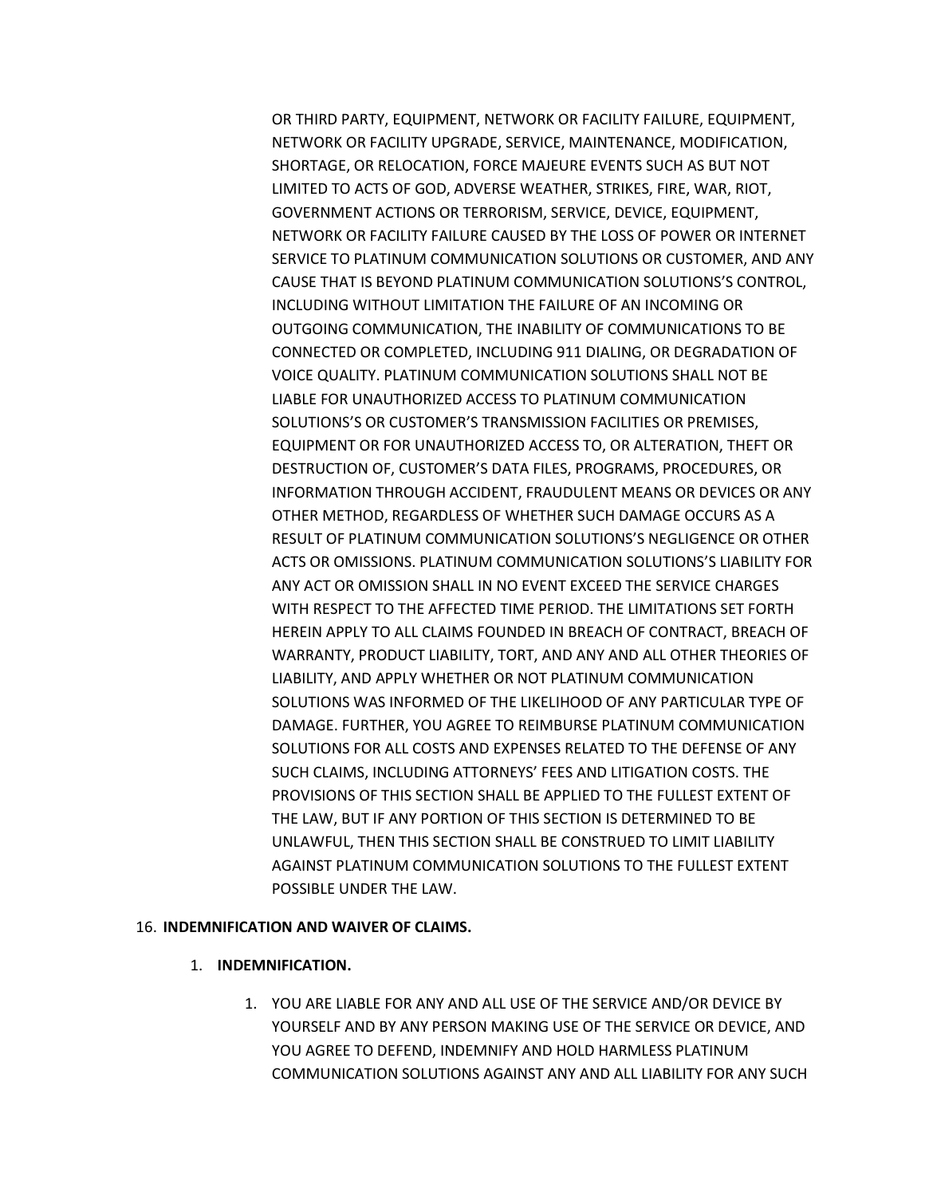OR THIRD PARTY, EQUIPMENT, NETWORK OR FACILITY FAILURE, EQUIPMENT, NETWORK OR FACILITY UPGRADE, SERVICE, MAINTENANCE, MODIFICATION, SHORTAGE, OR RELOCATION, FORCE MAJEURE EVENTS SUCH AS BUT NOT LIMITED TO ACTS OF GOD, ADVERSE WEATHER, STRIKES, FIRE, WAR, RIOT, GOVERNMENT ACTIONS OR TERRORISM, SERVICE, DEVICE, EQUIPMENT, NETWORK OR FACILITY FAILURE CAUSED BY THE LOSS OF POWER OR INTERNET SERVICE TO PLATINUM COMMUNICATION SOLUTIONS OR CUSTOMER, AND ANY CAUSE THAT IS BEYOND PLATINUM COMMUNICATION SOLUTIONS'S CONTROL, INCLUDING WITHOUT LIMITATION THE FAILURE OF AN INCOMING OR OUTGOING COMMUNICATION, THE INABILITY OF COMMUNICATIONS TO BE CONNECTED OR COMPLETED, INCLUDING 911 DIALING, OR DEGRADATION OF VOICE QUALITY. PLATINUM COMMUNICATION SOLUTIONS SHALL NOT BE LIABLE FOR UNAUTHORIZED ACCESS TO PLATINUM COMMUNICATION SOLUTIONS'S OR CUSTOMER'S TRANSMISSION FACILITIES OR PREMISES, EQUIPMENT OR FOR UNAUTHORIZED ACCESS TO, OR ALTERATION, THEFT OR DESTRUCTION OF, CUSTOMER'S DATA FILES, PROGRAMS, PROCEDURES, OR INFORMATION THROUGH ACCIDENT, FRAUDULENT MEANS OR DEVICES OR ANY OTHER METHOD, REGARDLESS OF WHETHER SUCH DAMAGE OCCURS AS A RESULT OF PLATINUM COMMUNICATION SOLUTIONS'S NEGLIGENCE OR OTHER ACTS OR OMISSIONS. PLATINUM COMMUNICATION SOLUTIONS'S LIABILITY FOR ANY ACT OR OMISSION SHALL IN NO EVENT EXCEED THE SERVICE CHARGES WITH RESPECT TO THE AFFECTED TIME PERIOD. THE LIMITATIONS SET FORTH HEREIN APPLY TO ALL CLAIMS FOUNDED IN BREACH OF CONTRACT, BREACH OF WARRANTY, PRODUCT LIABILITY, TORT, AND ANY AND ALL OTHER THEORIES OF LIABILITY, AND APPLY WHETHER OR NOT PLATINUM COMMUNICATION SOLUTIONS WAS INFORMED OF THE LIKELIHOOD OF ANY PARTICULAR TYPE OF DAMAGE. FURTHER, YOU AGREE TO REIMBURSE PLATINUM COMMUNICATION SOLUTIONS FOR ALL COSTS AND EXPENSES RELATED TO THE DEFENSE OF ANY SUCH CLAIMS, INCLUDING ATTORNEYS' FEES AND LITIGATION COSTS. THE PROVISIONS OF THIS SECTION SHALL BE APPLIED TO THE FULLEST EXTENT OF THE LAW, BUT IF ANY PORTION OF THIS SECTION IS DETERMINED TO BE UNLAWFUL, THEN THIS SECTION SHALL BE CONSTRUED TO LIMIT LIABILITY AGAINST PLATINUM COMMUNICATION SOLUTIONS TO THE FULLEST EXTENT POSSIBLE UNDER THE LAW.

16. **INDEMNIFICATION AND WAIVER OF CLAIMS.**

    1. **INDEMNIFICATION.**

        1. YOU ARE LIABLE FOR ANY AND ALL USE OF THE SERVICE AND/OR DEVICE BY YOURSELF AND BY ANY PERSON MAKING USE OF THE SERVICE OR DEVICE, AND YOU AGREE TO DEFEND, INDEMNIFY AND HOLD HARMLESS PLATINUM COMMUNICATION SOLUTIONS AGAINST ANY AND ALL LIABILITY FOR ANY SUCH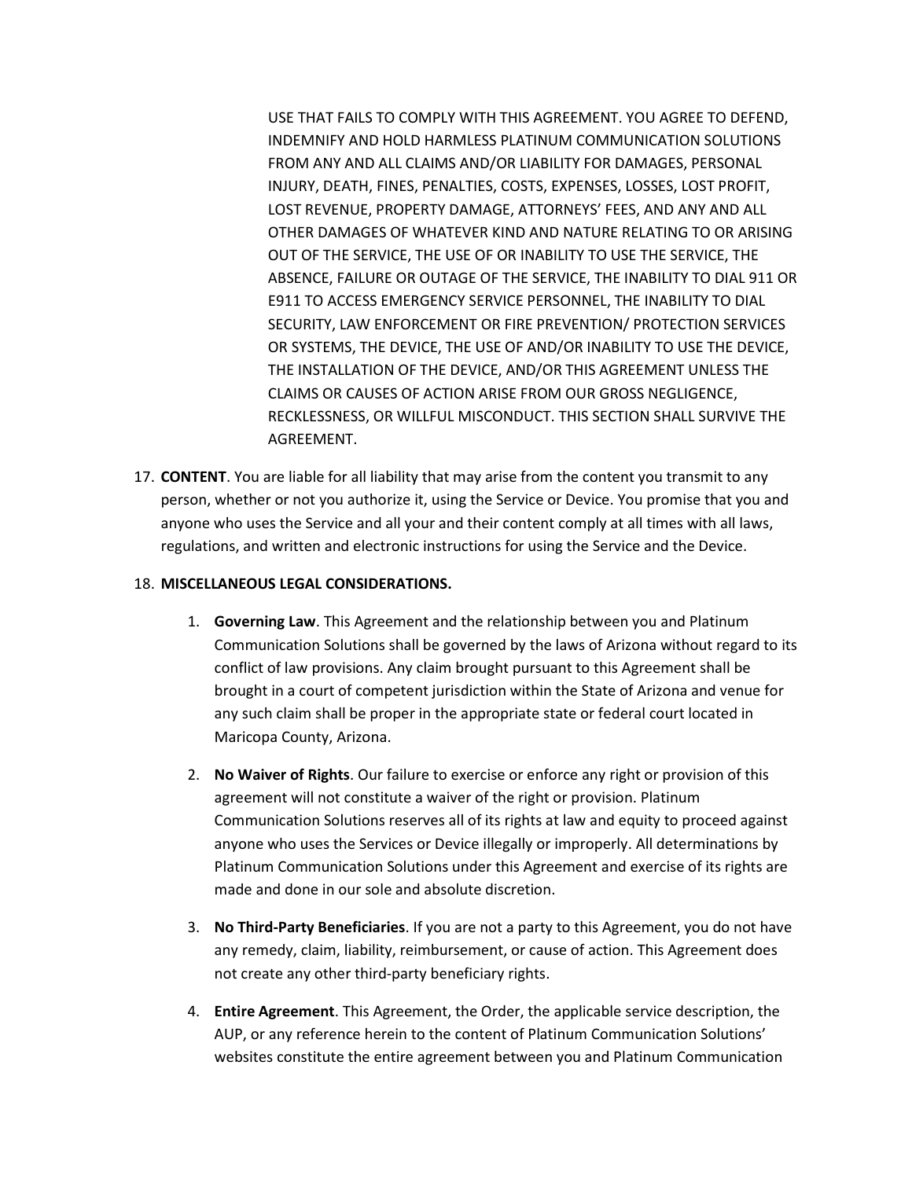USE THAT FAILS TO COMPLY WITH THIS AGREEMENT. YOU AGREE TO DEFEND, INDEMNIFY AND HOLD HARMLESS PLATINUM COMMUNICATION SOLUTIONS FROM ANY AND ALL CLAIMS AND/OR LIABILITY FOR DAMAGES, PERSONAL INJURY, DEATH, FINES, PENALTIES, COSTS, EXPENSES, LOSSES, LOST PROFIT, LOST REVENUE, PROPERTY DAMAGE, ATTORNEYS' FEES, AND ANY AND ALL OTHER DAMAGES OF WHATEVER KIND AND NATURE RELATING TO OR ARISING OUT OF THE SERVICE, THE USE OF OR INABILITY TO USE THE SERVICE, THE ABSENCE, FAILURE OR OUTAGE OF THE SERVICE, THE INABILITY TO DIAL 911 OR E911 TO ACCESS EMERGENCY SERVICE PERSONNEL, THE INABILITY TO DIAL SECURITY, LAW ENFORCEMENT OR FIRE PREVENTION/ PROTECTION SERVICES OR SYSTEMS, THE DEVICE, THE USE OF AND/OR INABILITY TO USE THE DEVICE, THE INSTALLATION OF THE DEVICE, AND/OR THIS AGREEMENT UNLESS THE CLAIMS OR CAUSES OF ACTION ARISE FROM OUR GROSS NEGLIGENCE, RECKLESSNESS, OR WILLFUL MISCONDUCT. THIS SECTION SHALL SURVIVE THE AGREEMENT.

17. **CONTENT**. You are liable for all liability that may arise from the content you transmit to any person, whether or not you authorize it, using the Service or Device. You promise that you and anyone who uses the Service and all your and their content comply at all times with all laws, regulations, and written and electronic instructions for using the Service and the Device.

18. **MISCELLANEOUS LEGAL CONSIDERATIONS.**

    1. **Governing Law**. This Agreement and the relationship between you and Platinum Communication Solutions shall be governed by the laws of Arizona without regard to its conflict of law provisions. Any claim brought pursuant to this Agreement shall be brought in a court of competent jurisdiction within the State of Arizona and venue for any such claim shall be proper in the appropriate state or federal court located in Maricopa County, Arizona.

    2. **No Waiver of Rights**. Our failure to exercise or enforce any right or provision of this agreement will not constitute a waiver of the right or provision. Platinum Communication Solutions reserves all of its rights at law and equity to proceed against anyone who uses the Services or Device illegally or improperly. All determinations by Platinum Communication Solutions under this Agreement and exercise of its rights are made and done in our sole and absolute discretion.

    3. **No Third-Party Beneficiaries**. If you are not a party to this Agreement, you do not have any remedy, claim, liability, reimbursement, or cause of action. This Agreement does not create any other third-party beneficiary rights.

    4. **Entire Agreement**. This Agreement, the Order, the applicable service description, the AUP, or any reference herein to the content of Platinum Communication Solutions' websites constitute the entire agreement between you and Platinum Communication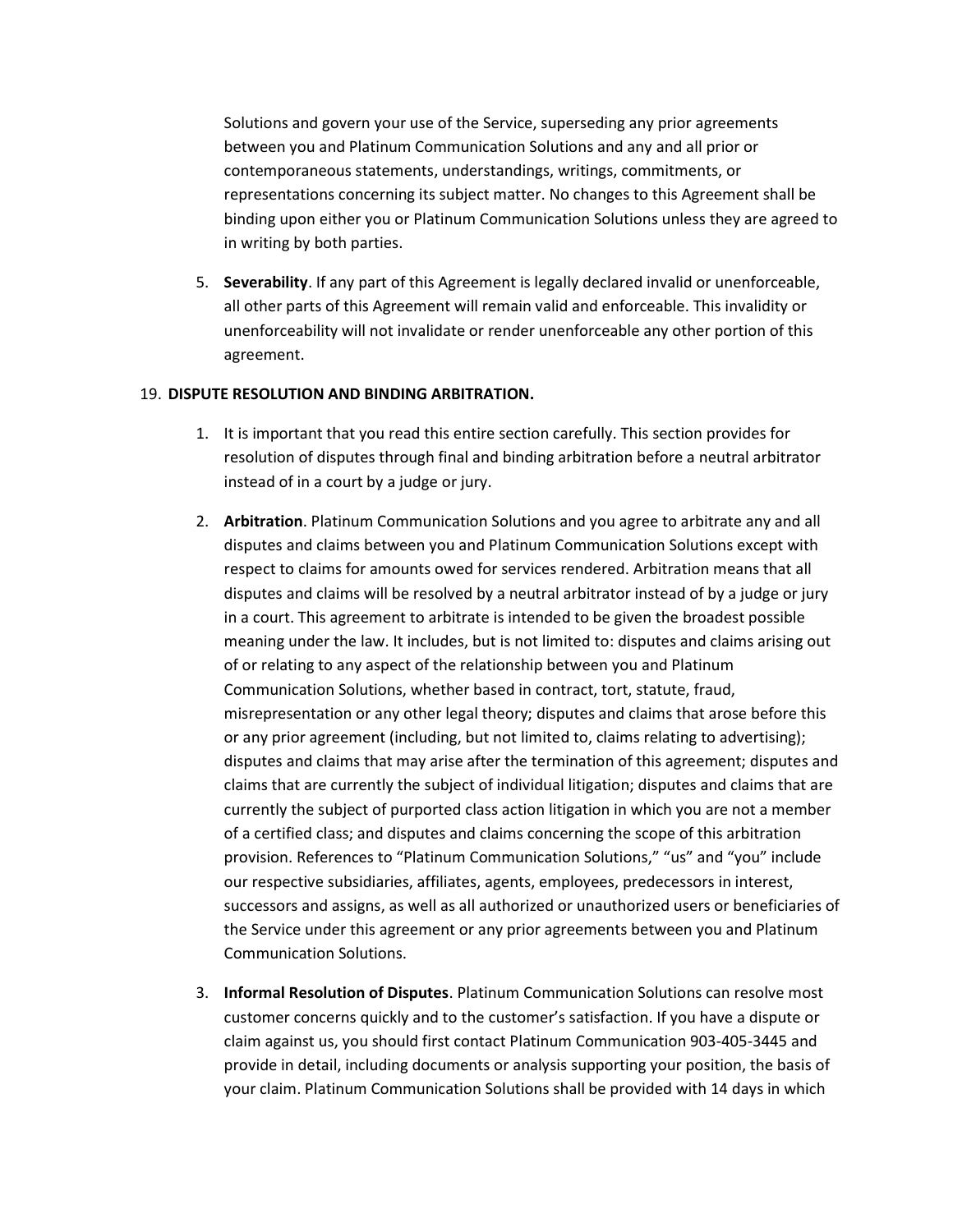Solutions and govern your use of the Service, superseding any prior agreements between you and Platinum Communication Solutions and any and all prior or contemporaneous statements, understandings, writings, commitments, or representations concerning its subject matter. No changes to this Agreement shall be binding upon either you or Platinum Communication Solutions unless they are agreed to in writing by both parties.

5. **Severability**. If any part of this Agreement is legally declared invalid or unenforceable, all other parts of this Agreement will remain valid and enforceable. This invalidity or unenforceability will not invalidate or render unenforceable any other portion of this agreement.

19. **DISPUTE RESOLUTION AND BINDING ARBITRATION.**

    1. It is important that you read this entire section carefully. This section provides for resolution of disputes through final and binding arbitration before a neutral arbitrator instead of in a court by a judge or jury.

    2. **Arbitration**. Platinum Communication Solutions and you agree to arbitrate any and all disputes and claims between you and Platinum Communication Solutions except with respect to claims for amounts owed for services rendered. Arbitration means that all disputes and claims will be resolved by a neutral arbitrator instead of by a judge or jury in a court. This agreement to arbitrate is intended to be given the broadest possible meaning under the law. It includes, but is not limited to: disputes and claims arising out of or relating to any aspect of the relationship between you and Platinum Communication Solutions, whether based in contract, tort, statute, fraud, misrepresentation or any other legal theory; disputes and claims that arose before this or any prior agreement (including, but not limited to, claims relating to advertising); disputes and claims that may arise after the termination of this agreement; disputes and claims that are currently the subject of individual litigation; disputes and claims that are currently the subject of purported class action litigation in which you are not a member of a certified class; and disputes and claims concerning the scope of this arbitration provision. References to "Platinum Communication Solutions," "us" and "you" include our respective subsidiaries, affiliates, agents, employees, predecessors in interest, successors and assigns, as well as all authorized or unauthorized users or beneficiaries of the Service under this agreement or any prior agreements between you and Platinum Communication Solutions.

    3. **Informal Resolution of Disputes**. Platinum Communication Solutions can resolve most customer concerns quickly and to the customer's satisfaction. If you have a dispute or claim against us, you should first contact Platinum Communication 903-405-3445 and provide in detail, including documents or analysis supporting your position, the basis of your claim. Platinum Communication Solutions shall be provided with 14 days in which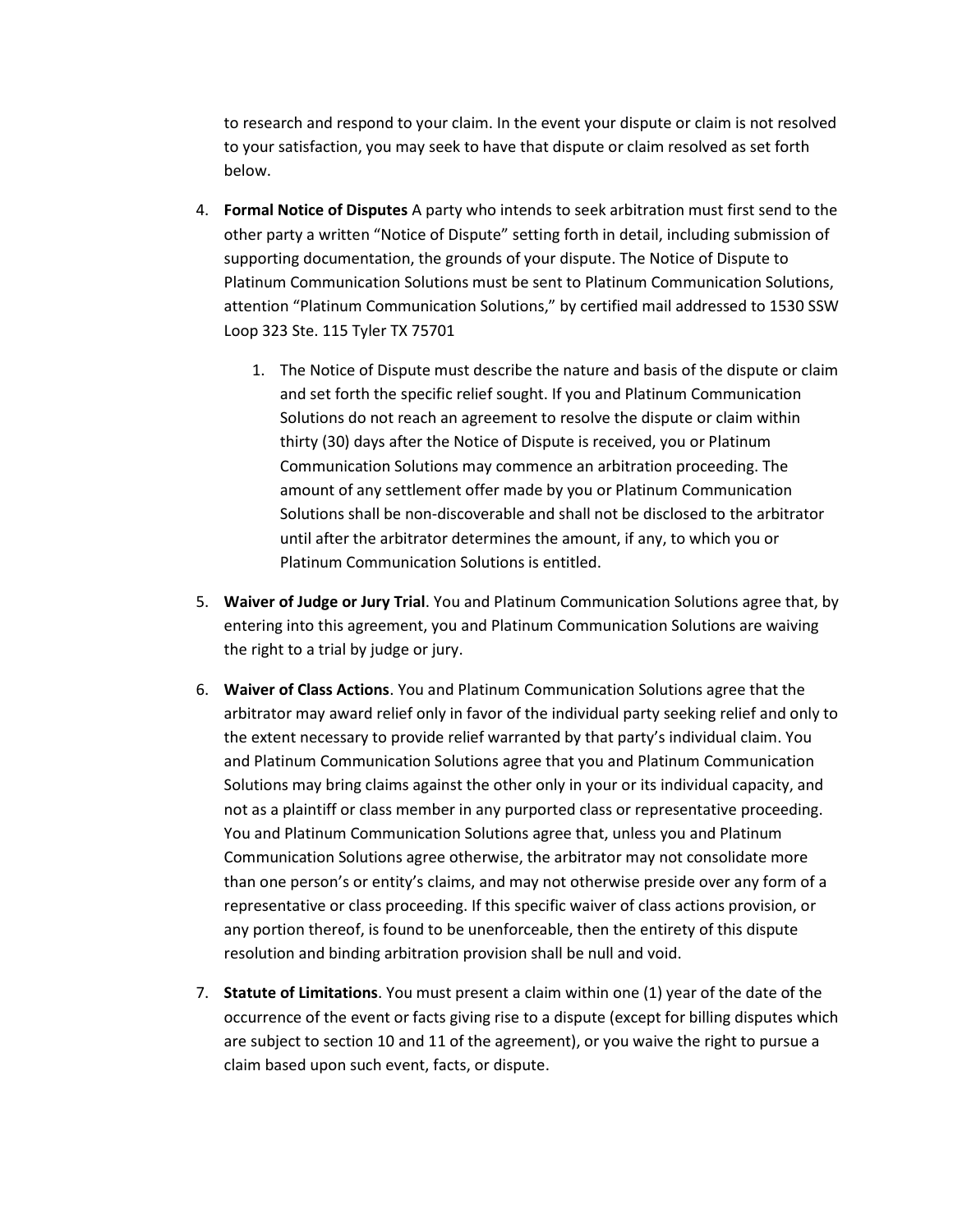to research and respond to your claim. In the event your dispute or claim is not resolved to your satisfaction, you may seek to have that dispute or claim resolved as set forth below.

4. **Formal Notice of Disputes** A party who intends to seek arbitration must first send to the other party a written "Notice of Dispute" setting forth in detail, including submission of supporting documentation, the grounds of your dispute. The Notice of Dispute to Platinum Communication Solutions must be sent to Platinum Communication Solutions, attention "Platinum Communication Solutions," by certified mail addressed to 1530 SSW Loop 323 Ste. 115 Tyler TX 75701

    1. The Notice of Dispute must describe the nature and basis of the dispute or claim and set forth the specific relief sought. If you and Platinum Communication Solutions do not reach an agreement to resolve the dispute or claim within thirty (30) days after the Notice of Dispute is received, you or Platinum Communication Solutions may commence an arbitration proceeding. The amount of any settlement offer made by you or Platinum Communication Solutions shall be non-discoverable and shall not be disclosed to the arbitrator until after the arbitrator determines the amount, if any, to which you or Platinum Communication Solutions is entitled.

5. **Waiver of Judge or Jury Trial**. You and Platinum Communication Solutions agree that, by entering into this agreement, you and Platinum Communication Solutions are waiving the right to a trial by judge or jury.

6. **Waiver of Class Actions**. You and Platinum Communication Solutions agree that the arbitrator may award relief only in favor of the individual party seeking relief and only to the extent necessary to provide relief warranted by that party's individual claim. You and Platinum Communication Solutions agree that you and Platinum Communication Solutions may bring claims against the other only in your or its individual capacity, and not as a plaintiff or class member in any purported class or representative proceeding. You and Platinum Communication Solutions agree that, unless you and Platinum Communication Solutions agree otherwise, the arbitrator may not consolidate more than one person's or entity's claims, and may not otherwise preside over any form of a representative or class proceeding. If this specific waiver of class actions provision, or any portion thereof, is found to be unenforceable, then the entirety of this dispute resolution and binding arbitration provision shall be null and void.

7. **Statute of Limitations**. You must present a claim within one (1) year of the date of the occurrence of the event or facts giving rise to a dispute (except for billing disputes which are subject to section 10 and 11 of the agreement), or you waive the right to pursue a claim based upon such event, facts, or dispute.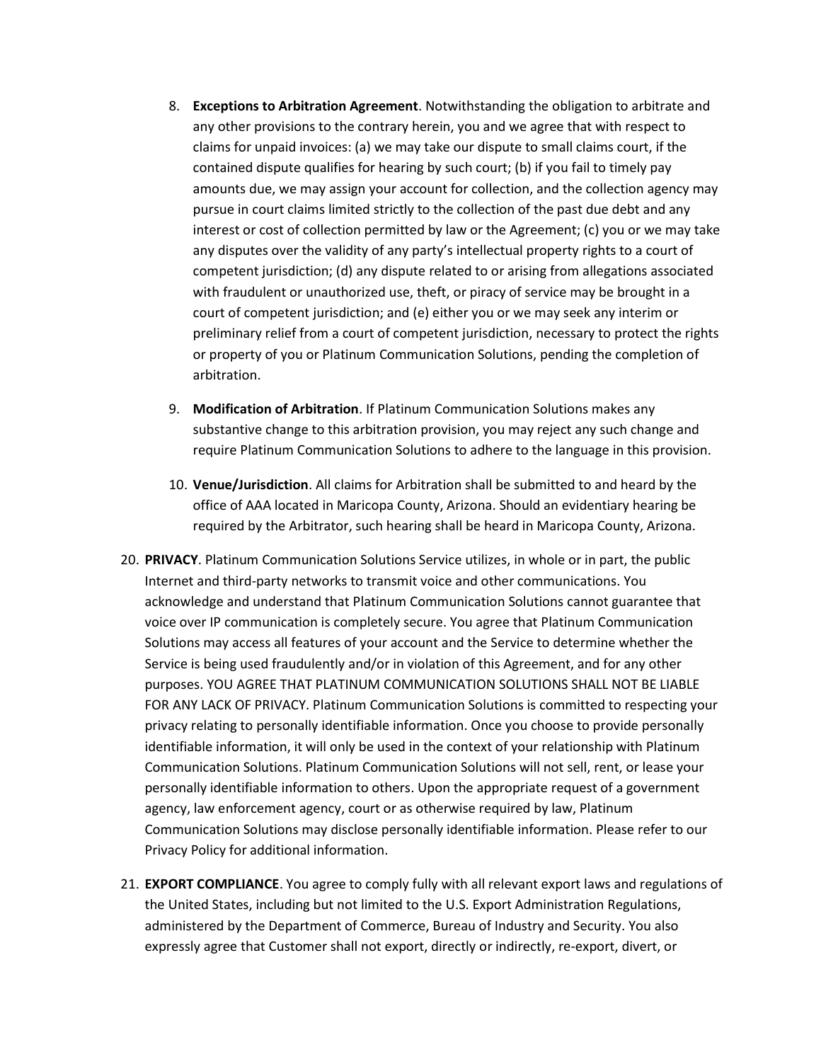8. **Exceptions to Arbitration Agreement**. Notwithstanding the obligation to arbitrate and any other provisions to the contrary herein, you and we agree that with respect to claims for unpaid invoices: (a) we may take our dispute to small claims court, if the contained dispute qualifies for hearing by such court; (b) if you fail to timely pay amounts due, we may assign your account for collection, and the collection agency may pursue in court claims limited strictly to the collection of the past due debt and any interest or cost of collection permitted by law or the Agreement; (c) you or we may take any disputes over the validity of any party's intellectual property rights to a court of competent jurisdiction; (d) any dispute related to or arising from allegations associated with fraudulent or unauthorized use, theft, or piracy of service may be brought in a court of competent jurisdiction; and (e) either you or we may seek any interim or preliminary relief from a court of competent jurisdiction, necessary to protect the rights or property of you or Platinum Communication Solutions, pending the completion of arbitration.

9. **Modification of Arbitration**. If Platinum Communication Solutions makes any substantive change to this arbitration provision, you may reject any such change and require Platinum Communication Solutions to adhere to the language in this provision.

10. **Venue/Jurisdiction**. All claims for Arbitration shall be submitted to and heard by the office of AAA located in Maricopa County, Arizona. Should an evidentiary hearing be required by the Arbitrator, such hearing shall be heard in Maricopa County, Arizona.

20. **PRIVACY**. Platinum Communication Solutions Service utilizes, in whole or in part, the public Internet and third-party networks to transmit voice and other communications. You acknowledge and understand that Platinum Communication Solutions cannot guarantee that voice over IP communication is completely secure. You agree that Platinum Communication Solutions may access all features of your account and the Service to determine whether the Service is being used fraudulently and/or in violation of this Agreement, and for any other purposes. YOU AGREE THAT PLATINUM COMMUNICATION SOLUTIONS SHALL NOT BE LIABLE FOR ANY LACK OF PRIVACY. Platinum Communication Solutions is committed to respecting your privacy relating to personally identifiable information. Once you choose to provide personally identifiable information, it will only be used in the context of your relationship with Platinum Communication Solutions. Platinum Communication Solutions will not sell, rent, or lease your personally identifiable information to others. Upon the appropriate request of a government agency, law enforcement agency, court or as otherwise required by law, Platinum Communication Solutions may disclose personally identifiable information. Please refer to our Privacy Policy for additional information.

21. **EXPORT COMPLIANCE**. You agree to comply fully with all relevant export laws and regulations of the United States, including but not limited to the U.S. Export Administration Regulations, administered by the Department of Commerce, Bureau of Industry and Security. You also expressly agree that Customer shall not export, directly or indirectly, re-export, divert, or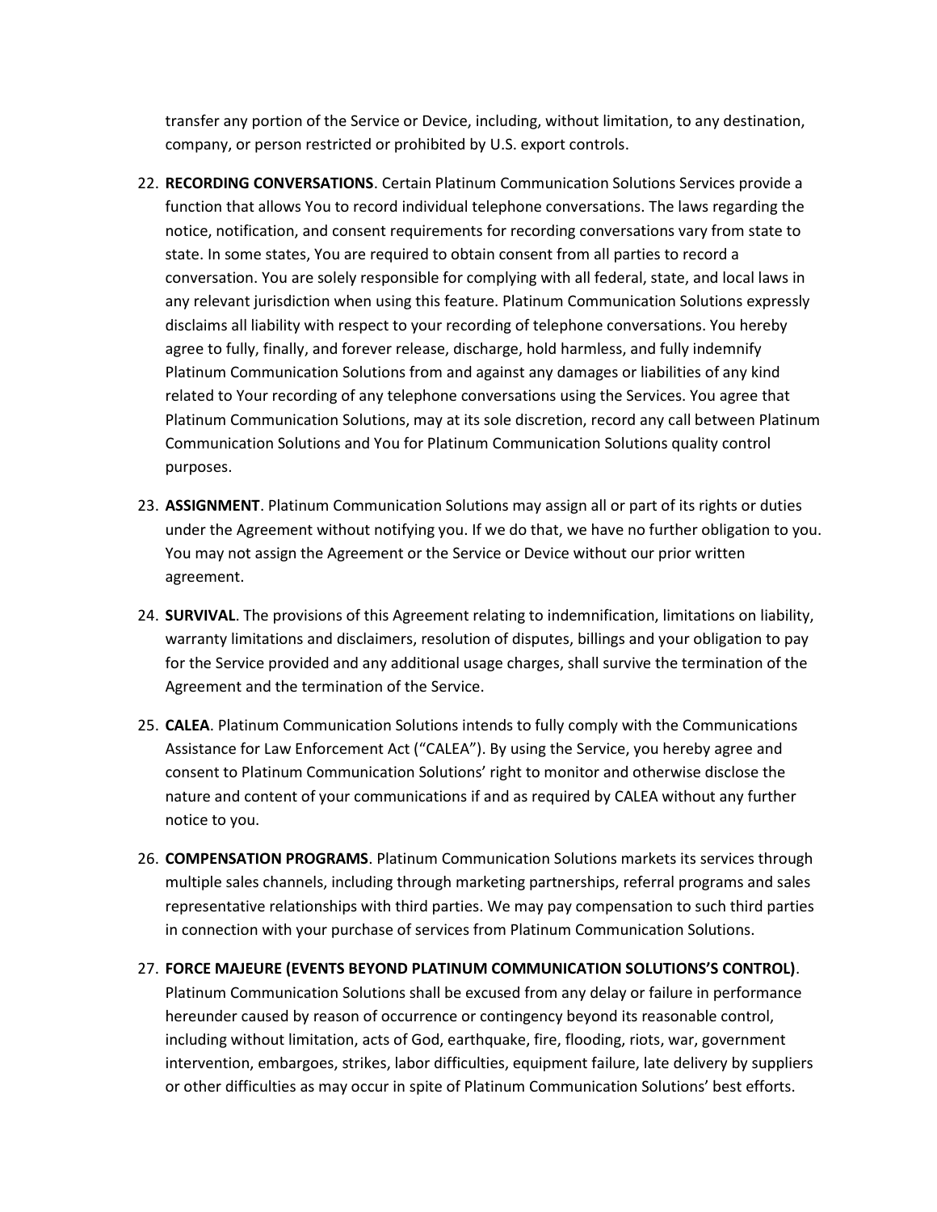transfer any portion of the Service or Device, including, without limitation, to any destination, company, or person restricted or prohibited by U.S. export controls.

22. **RECORDING CONVERSATIONS**. Certain Platinum Communication Solutions Services provide a function that allows You to record individual telephone conversations. The laws regarding the notice, notification, and consent requirements for recording conversations vary from state to state. In some states, You are required to obtain consent from all parties to record a conversation. You are solely responsible for complying with all federal, state, and local laws in any relevant jurisdiction when using this feature. Platinum Communication Solutions expressly disclaims all liability with respect to your recording of telephone conversations. You hereby agree to fully, finally, and forever release, discharge, hold harmless, and fully indemnify Platinum Communication Solutions from and against any damages or liabilities of any kind related to Your recording of any telephone conversations using the Services. You agree that Platinum Communication Solutions, may at its sole discretion, record any call between Platinum Communication Solutions and You for Platinum Communication Solutions quality control purposes.

23. **ASSIGNMENT**. Platinum Communication Solutions may assign all or part of its rights or duties under the Agreement without notifying you. If we do that, we have no further obligation to you. You may not assign the Agreement or the Service or Device without our prior written agreement.

24. **SURVIVAL**. The provisions of this Agreement relating to indemnification, limitations on liability, warranty limitations and disclaimers, resolution of disputes, billings and your obligation to pay for the Service provided and any additional usage charges, shall survive the termination of the Agreement and the termination of the Service.

25. **CALEA**. Platinum Communication Solutions intends to fully comply with the Communications Assistance for Law Enforcement Act ("CALEA"). By using the Service, you hereby agree and consent to Platinum Communication Solutions' right to monitor and otherwise disclose the nature and content of your communications if and as required by CALEA without any further notice to you.

26. **COMPENSATION PROGRAMS**. Platinum Communication Solutions markets its services through multiple sales channels, including through marketing partnerships, referral programs and sales representative relationships with third parties. We may pay compensation to such third parties in connection with your purchase of services from Platinum Communication Solutions.

27. **FORCE MAJEURE (EVENTS BEYOND PLATINUM COMMUNICATION SOLUTIONS'S CONTROL)**. Platinum Communication Solutions shall be excused from any delay or failure in performance hereunder caused by reason of occurrence or contingency beyond its reasonable control, including without limitation, acts of God, earthquake, fire, flooding, riots, war, government intervention, embargoes, strikes, labor difficulties, equipment failure, late delivery by suppliers or other difficulties as may occur in spite of Platinum Communication Solutions' best efforts.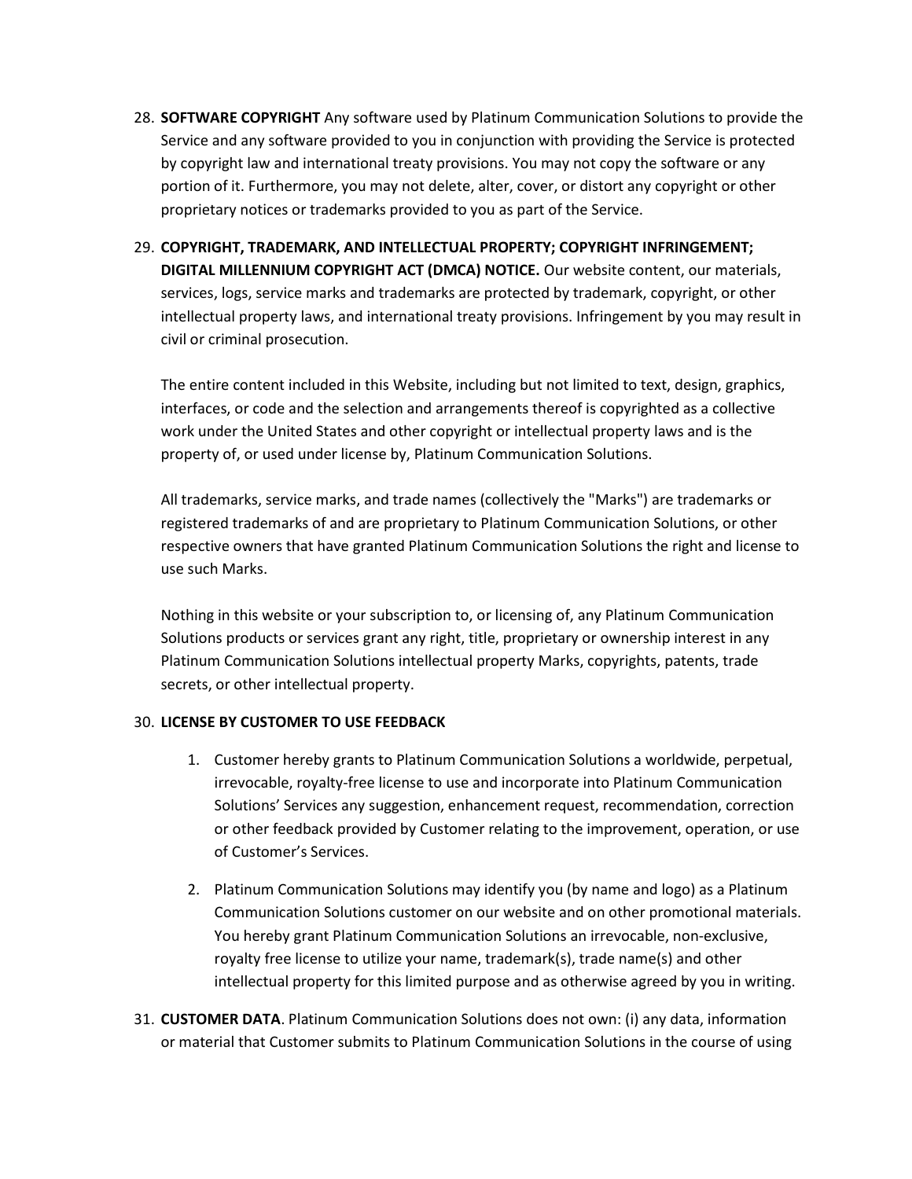28. **SOFTWARE COPYRIGHT** Any software used by Platinum Communication Solutions to provide the Service and any software provided to you in conjunction with providing the Service is protected by copyright law and international treaty provisions. You may not copy the software or any portion of it. Furthermore, you may not delete, alter, cover, or distort any copyright or other proprietary notices or trademarks provided to you as part of the Service.

29. **COPYRIGHT, TRADEMARK, AND INTELLECTUAL PROPERTY; COPYRIGHT INFRINGEMENT; DIGITAL MILLENNIUM COPYRIGHT ACT (DMCA) NOTICE.** Our website content, our materials, services, logs, service marks and trademarks are protected by trademark, copyright, or other intellectual property laws, and international treaty provisions. Infringement by you may result in civil or criminal prosecution.

    The entire content included in this Website, including but not limited to text, design, graphics, interfaces, or code and the selection and arrangements thereof is copyrighted as a collective work under the United States and other copyright or intellectual property laws and is the property of, or used under license by, Platinum Communication Solutions.

    All trademarks, service marks, and trade names (collectively the "Marks") are trademarks or registered trademarks of and are proprietary to Platinum Communication Solutions, or other respective owners that have granted Platinum Communication Solutions the right and license to use such Marks.

    Nothing in this website or your subscription to, or licensing of, any Platinum Communication Solutions products or services grant any right, title, proprietary or ownership interest in any Platinum Communication Solutions intellectual property Marks, copyrights, patents, trade secrets, or other intellectual property.

30. **LICENSE BY CUSTOMER TO USE FEEDBACK**

    1. Customer hereby grants to Platinum Communication Solutions a worldwide, perpetual, irrevocable, royalty-free license to use and incorporate into Platinum Communication Solutions' Services any suggestion, enhancement request, recommendation, correction or other feedback provided by Customer relating to the improvement, operation, or use of Customer's Services.

    2. Platinum Communication Solutions may identify you (by name and logo) as a Platinum Communication Solutions customer on our website and on other promotional materials. You hereby grant Platinum Communication Solutions an irrevocable, non-exclusive, royalty free license to utilize your name, trademark(s), trade name(s) and other intellectual property for this limited purpose and as otherwise agreed by you in writing.

31. **CUSTOMER DATA**. Platinum Communication Solutions does not own: (i) any data, information or material that Customer submits to Platinum Communication Solutions in the course of using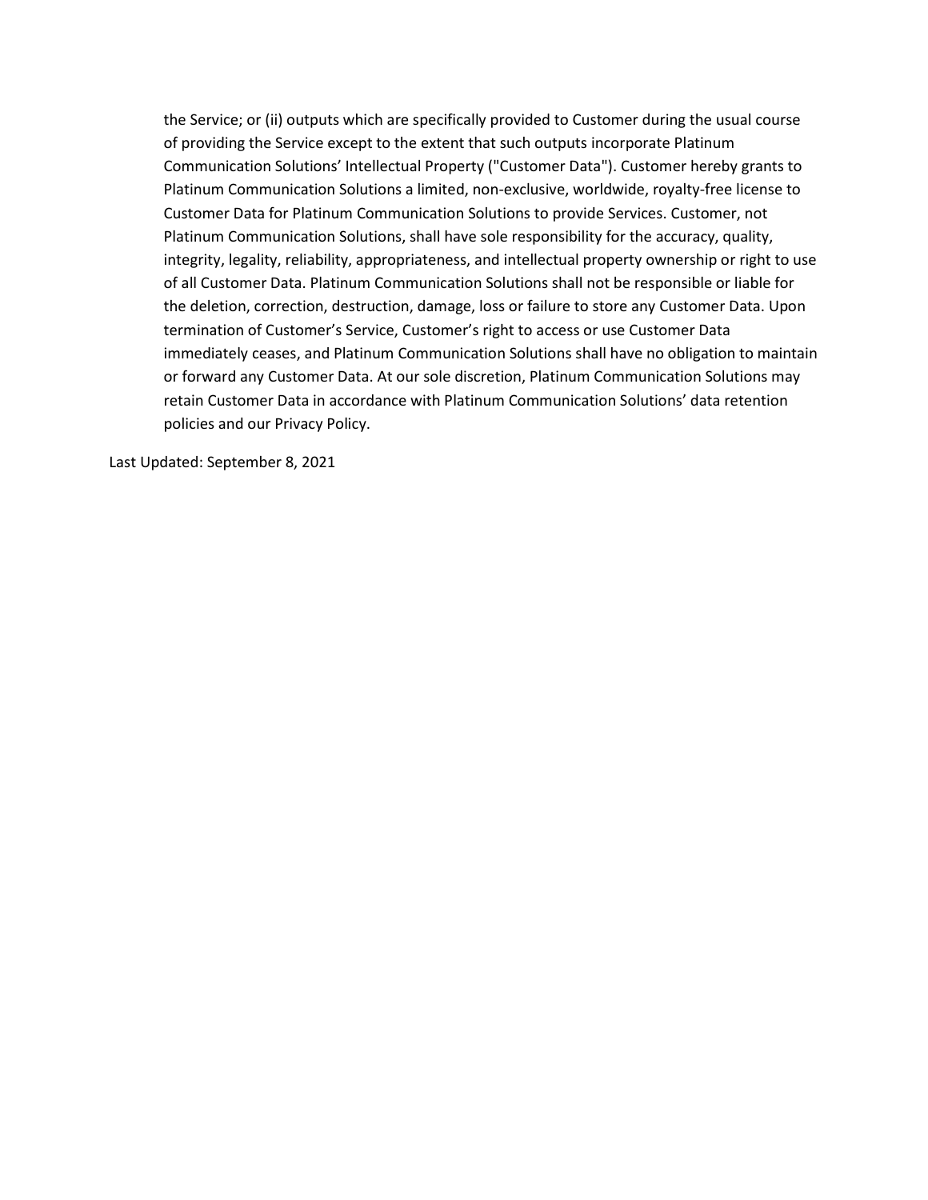the Service; or (ii) outputs which are specifically provided to Customer during the usual course of providing the Service except to the extent that such outputs incorporate Platinum Communication Solutions' Intellectual Property ("Customer Data"). Customer hereby grants to Platinum Communication Solutions a limited, non-exclusive, worldwide, royalty-free license to Customer Data for Platinum Communication Solutions to provide Services. Customer, not Platinum Communication Solutions, shall have sole responsibility for the accuracy, quality, integrity, legality, reliability, appropriateness, and intellectual property ownership or right to use of all Customer Data. Platinum Communication Solutions shall not be responsible or liable for the deletion, correction, destruction, damage, loss or failure to store any Customer Data. Upon termination of Customer's Service, Customer's right to access or use Customer Data immediately ceases, and Platinum Communication Solutions shall have no obligation to maintain or forward any Customer Data. At our sole discretion, Platinum Communication Solutions may retain Customer Data in accordance with Platinum Communication Solutions' data retention policies and our Privacy Policy.

Last Updated: September 8, 2021